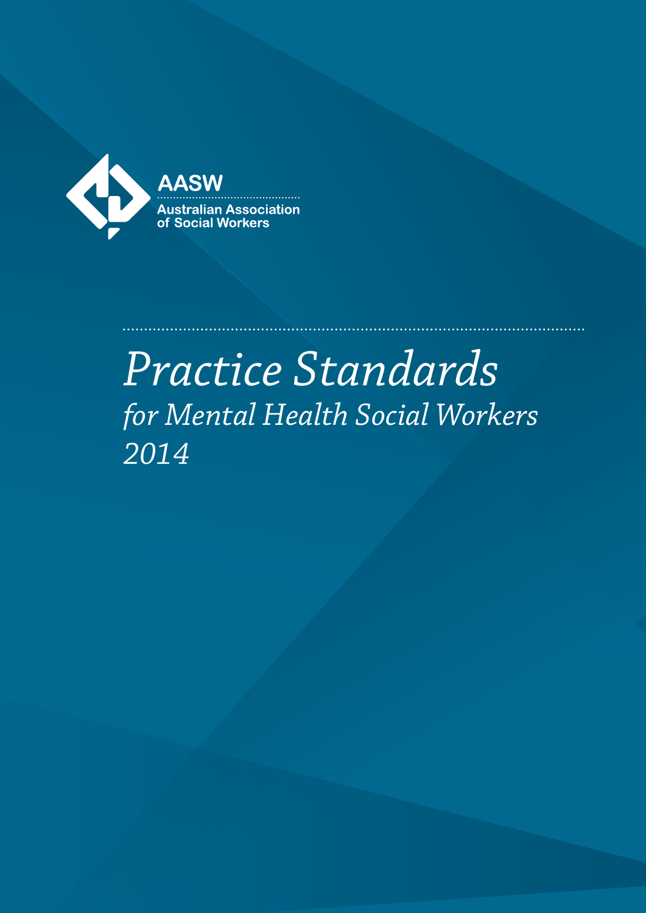AASW

Australian Association of Social Workers

# *Practice Standards*

## *for Mental Health Social Workers 2014*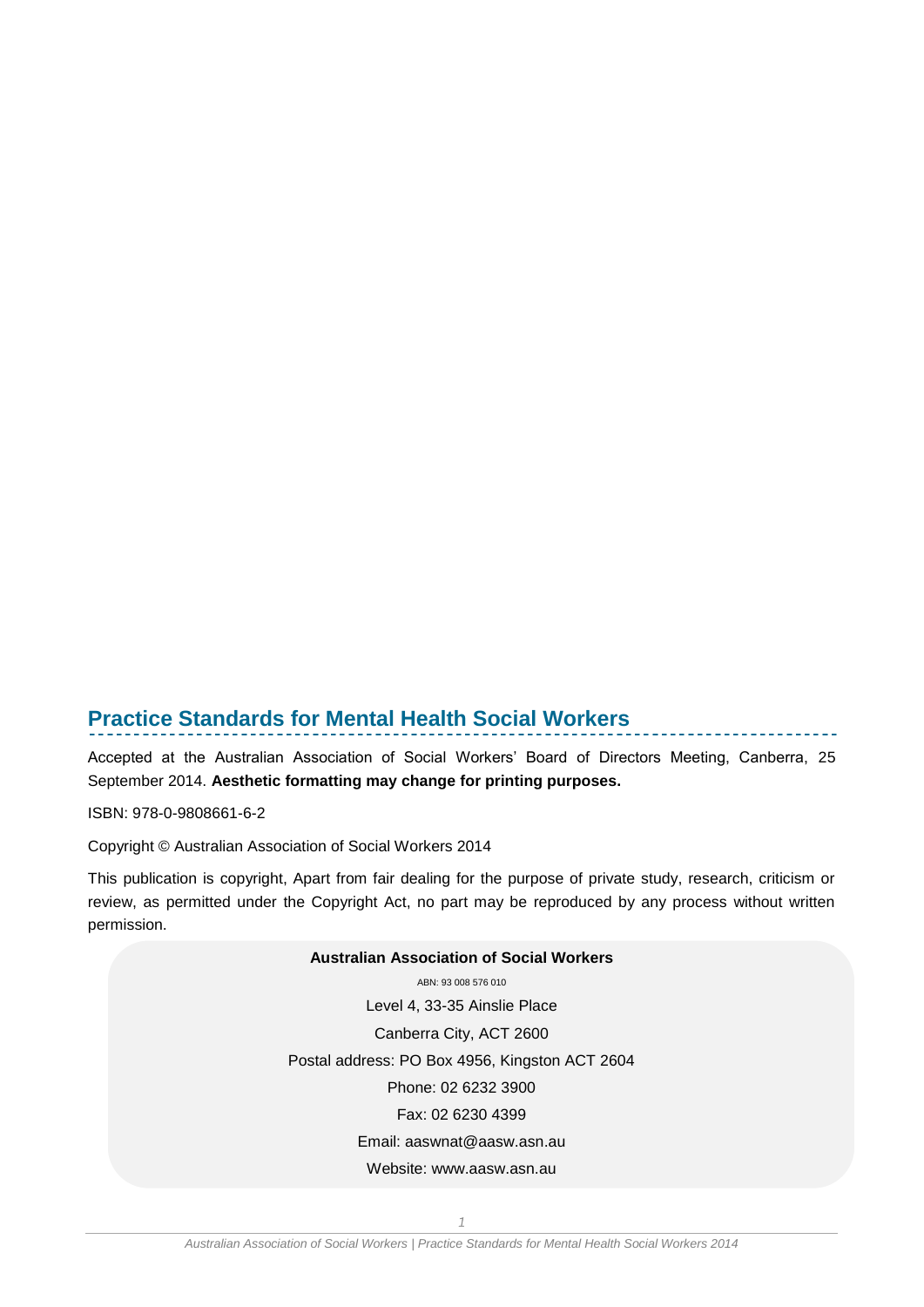## Practice Standards for Mental Health Social Workers

Accepted at the Australian Association of Social Workers' Board of Directors Meeting, Canberra, 25 September 2014. **Aesthetic formatting may change for printing purposes.**

ISBN: 978-0-9808661-6-2

Copyright © Australian Association of Social Workers 2014

This publication is copyright, Apart from fair dealing for the purpose of private study, research, criticism or review, as permitted under the Copyright Act, no part may be reproduced by any process without written permission.

**Australian Association of Social Workers**

ABN: 93 008 576 010

Level 4, 33-35 Ainslie Place

Canberra City, ACT 2600

Postal address: PO Box 4956, Kingston ACT 2604

Phone: 02 6232 3900

Fax: 02 6230 4399

Email: aaswnat@aasw.asn.au

Website: www.aasw.asn.au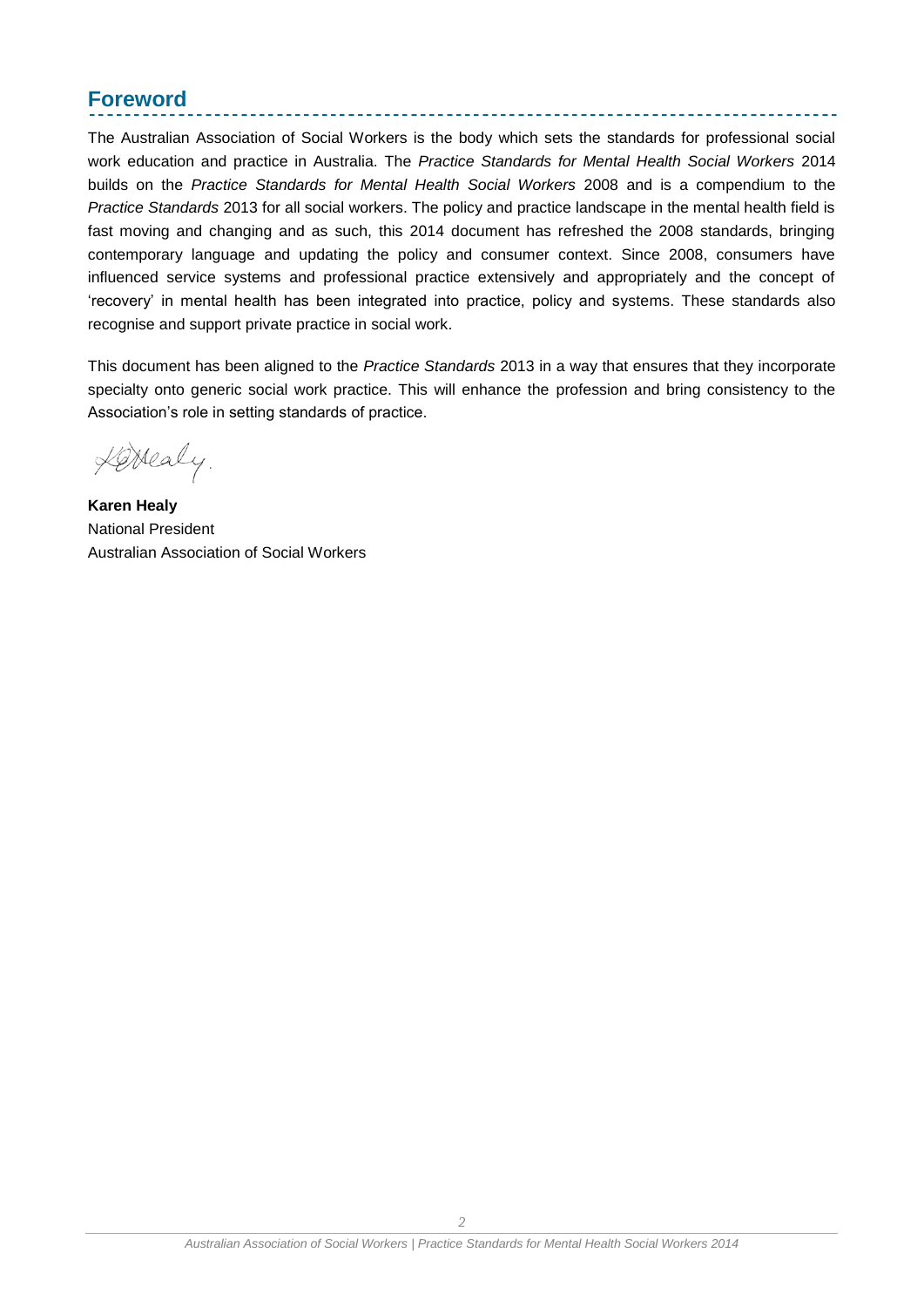## Foreword

The Australian Association of Social Workers is the body which sets the standards for professional social work education and practice in Australia. The *Practice Standards for Mental Health Social Workers* 2014 builds on the *Practice Standards for Mental Health Social Workers* 2008 and is a compendium to the *Practice Standards* 2013 for all social workers. The policy and practice landscape in the mental health field is fast moving and changing and as such, this 2014 document has refreshed the 2008 standards, bringing contemporary language and updating the policy and consumer context. Since 2008, consumers have influenced service systems and professional practice extensively and appropriately and the concept of 'recovery' in mental health has been integrated into practice, policy and systems. These standards also recognise and support private practice in social work.

This document has been aligned to the *Practice Standards* 2013 in a way that ensures that they incorporate specialty onto generic social work practice. This will enhance the profession and bring consistency to the Association's role in setting standards of practice.

KHealy.

**Karen Healy**
National President
Australian Association of Social Workers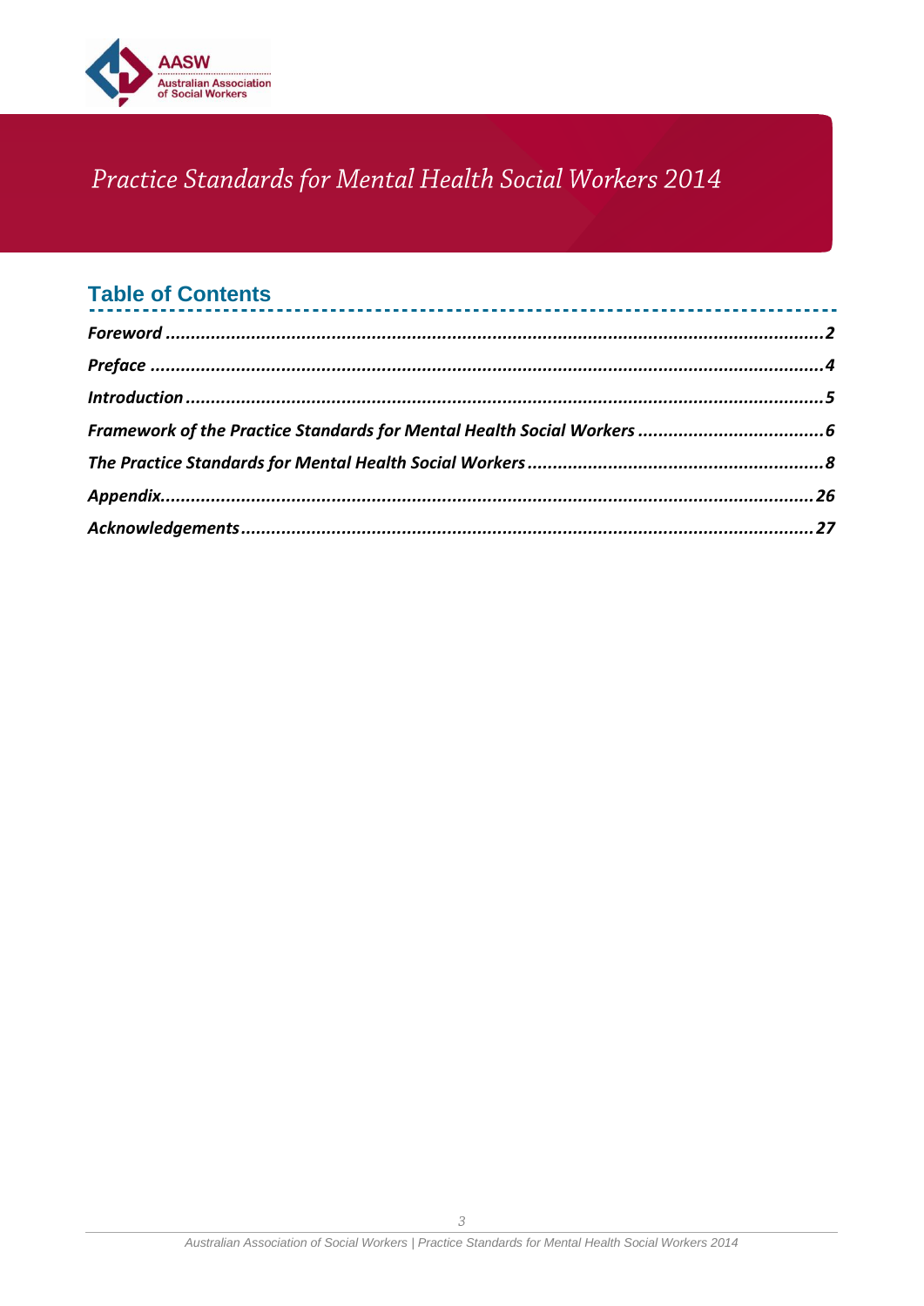# Practice Standards for Mental Health Social Workers 2014

## Table of Contents

*Foreword* .......... 2

*Preface* .......... 4

*Introduction* .......... 5

*Framework of the Practice Standards for Mental Health Social Workers* .......... 6

*The Practice Standards for Mental Health Social Workers* .......... 8

*Appendix* .......... 26

*Acknowledgements* .......... 27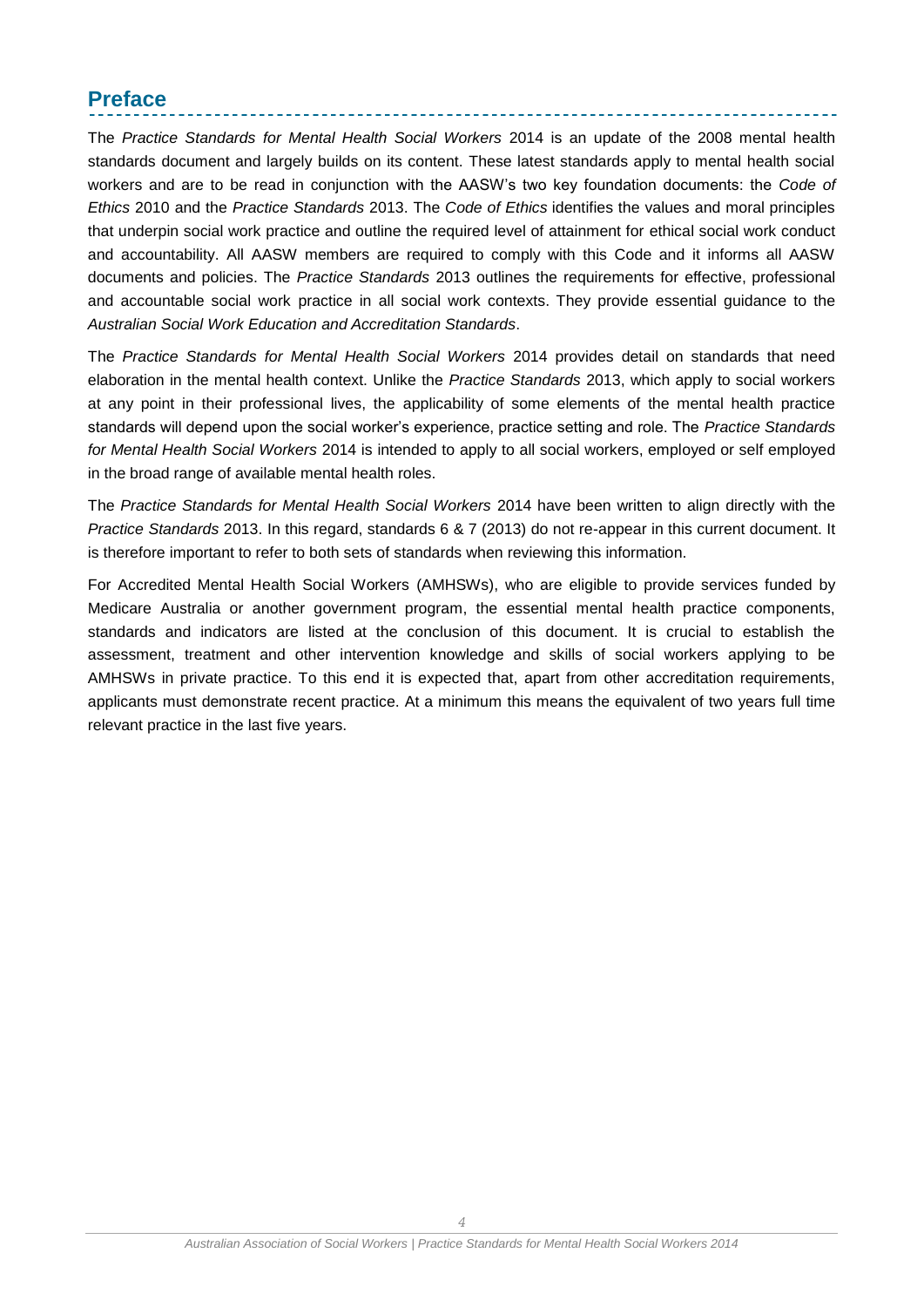## Preface

The *Practice Standards for Mental Health Social Workers* 2014 is an update of the 2008 mental health standards document and largely builds on its content. These latest standards apply to mental health social workers and are to be read in conjunction with the AASW's two key foundation documents: the *Code of Ethics* 2010 and the *Practice Standards* 2013. The *Code of Ethics* identifies the values and moral principles that underpin social work practice and outline the required level of attainment for ethical social work conduct and accountability. All AASW members are required to comply with this Code and it informs all AASW documents and policies. The *Practice Standards* 2013 outlines the requirements for effective, professional and accountable social work practice in all social work contexts. They provide essential guidance to the *Australian Social Work Education and Accreditation Standards*.

The *Practice Standards for Mental Health Social Workers* 2014 provides detail on standards that need elaboration in the mental health context. Unlike the *Practice Standards* 2013, which apply to social workers at any point in their professional lives, the applicability of some elements of the mental health practice standards will depend upon the social worker's experience, practice setting and role. The *Practice Standards for Mental Health Social Workers* 2014 is intended to apply to all social workers, employed or self employed in the broad range of available mental health roles.

The *Practice Standards for Mental Health Social Workers* 2014 have been written to align directly with the *Practice Standards* 2013. In this regard, standards 6 & 7 (2013) do not re-appear in this current document. It is therefore important to refer to both sets of standards when reviewing this information.

For Accredited Mental Health Social Workers (AMHSWs), who are eligible to provide services funded by Medicare Australia or another government program, the essential mental health practice components, standards and indicators are listed at the conclusion of this document. It is crucial to establish the assessment, treatment and other intervention knowledge and skills of social workers applying to be AMHSWs in private practice. To this end it is expected that, apart from other accreditation requirements, applicants must demonstrate recent practice. At a minimum this means the equivalent of two years full time relevant practice in the last five years.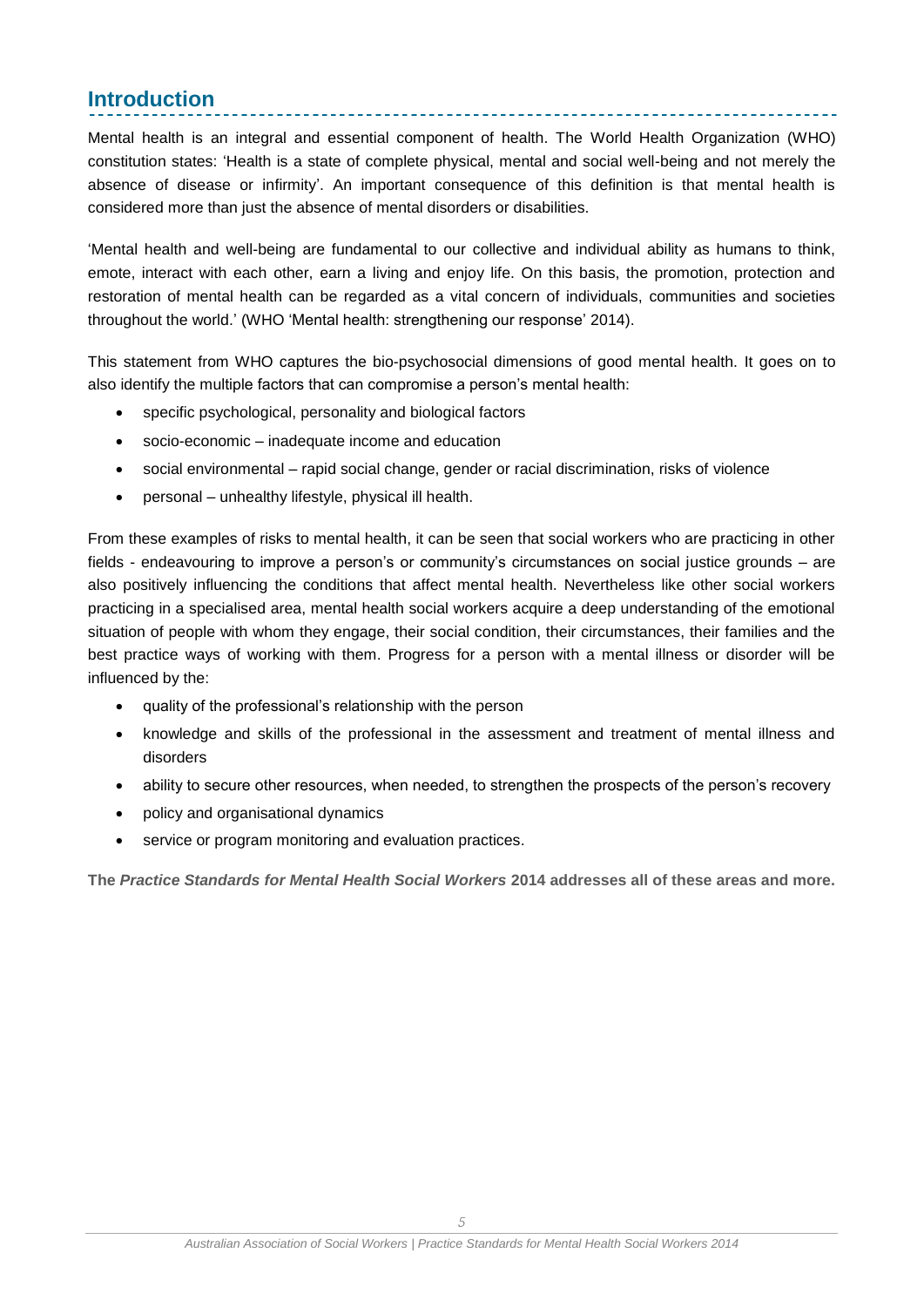## Introduction

Mental health is an integral and essential component of health. The World Health Organization (WHO) constitution states: 'Health is a state of complete physical, mental and social well-being and not merely the absence of disease or infirmity'. An important consequence of this definition is that mental health is considered more than just the absence of mental disorders or disabilities.

'Mental health and well-being are fundamental to our collective and individual ability as humans to think, emote, interact with each other, earn a living and enjoy life. On this basis, the promotion, protection and restoration of mental health can be regarded as a vital concern of individuals, communities and societies throughout the world.' (WHO 'Mental health: strengthening our response' 2014).

This statement from WHO captures the bio-psychosocial dimensions of good mental health. It goes on to also identify the multiple factors that can compromise a person's mental health:

- specific psychological, personality and biological factors
- socio-economic – inadequate income and education
- social environmental – rapid social change, gender or racial discrimination, risks of violence
- personal – unhealthy lifestyle, physical ill health.

From these examples of risks to mental health, it can be seen that social workers who are practicing in other fields - endeavouring to improve a person's or community's circumstances on social justice grounds – are also positively influencing the conditions that affect mental health. Nevertheless like other social workers practicing in a specialised area, mental health social workers acquire a deep understanding of the emotional situation of people with whom they engage, their social condition, their circumstances, their families and the best practice ways of working with them. Progress for a person with a mental illness or disorder will be influenced by the:

- quality of the professional's relationship with the person
- knowledge and skills of the professional in the assessment and treatment of mental illness and disorders
- ability to secure other resources, when needed, to strengthen the prospects of the person's recovery
- policy and organisational dynamics
- service or program monitoring and evaluation practices.

**The *Practice Standards for Mental Health Social Workers* 2014 addresses all of these areas and more.**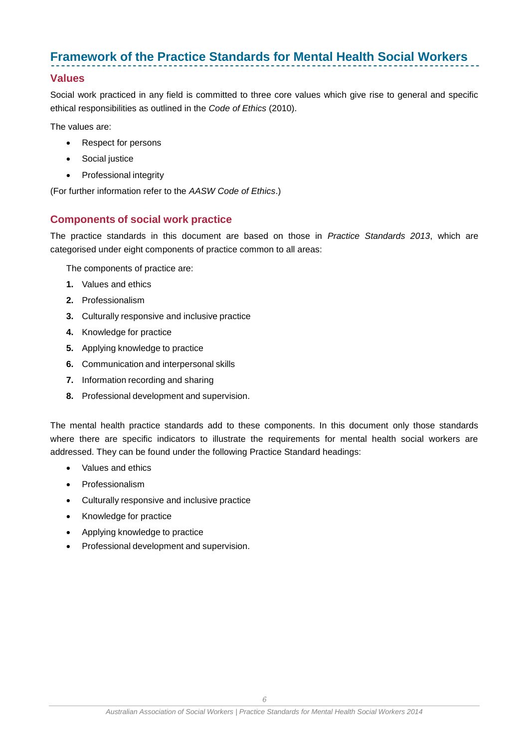## Framework of the Practice Standards for Mental Health Social Workers

### Values

Social work practiced in any field is committed to three core values which give rise to general and specific ethical responsibilities as outlined in the *Code of Ethics* (2010).

The values are:

- Respect for persons
- Social justice
- Professional integrity

(For further information refer to the *AASW Code of Ethics*.)

### Components of social work practice

The practice standards in this document are based on those in *Practice Standards 2013*, which are categorised under eight components of practice common to all areas:

The components of practice are:

1. Values and ethics
2. Professionalism
3. Culturally responsive and inclusive practice
4. Knowledge for practice
5. Applying knowledge to practice
6. Communication and interpersonal skills
7. Information recording and sharing
8. Professional development and supervision.

The mental health practice standards add to these components. In this document only those standards where there are specific indicators to illustrate the requirements for mental health social workers are addressed. They can be found under the following Practice Standard headings:

- Values and ethics
- Professionalism
- Culturally responsive and inclusive practice
- Knowledge for practice
- Applying knowledge to practice
- Professional development and supervision.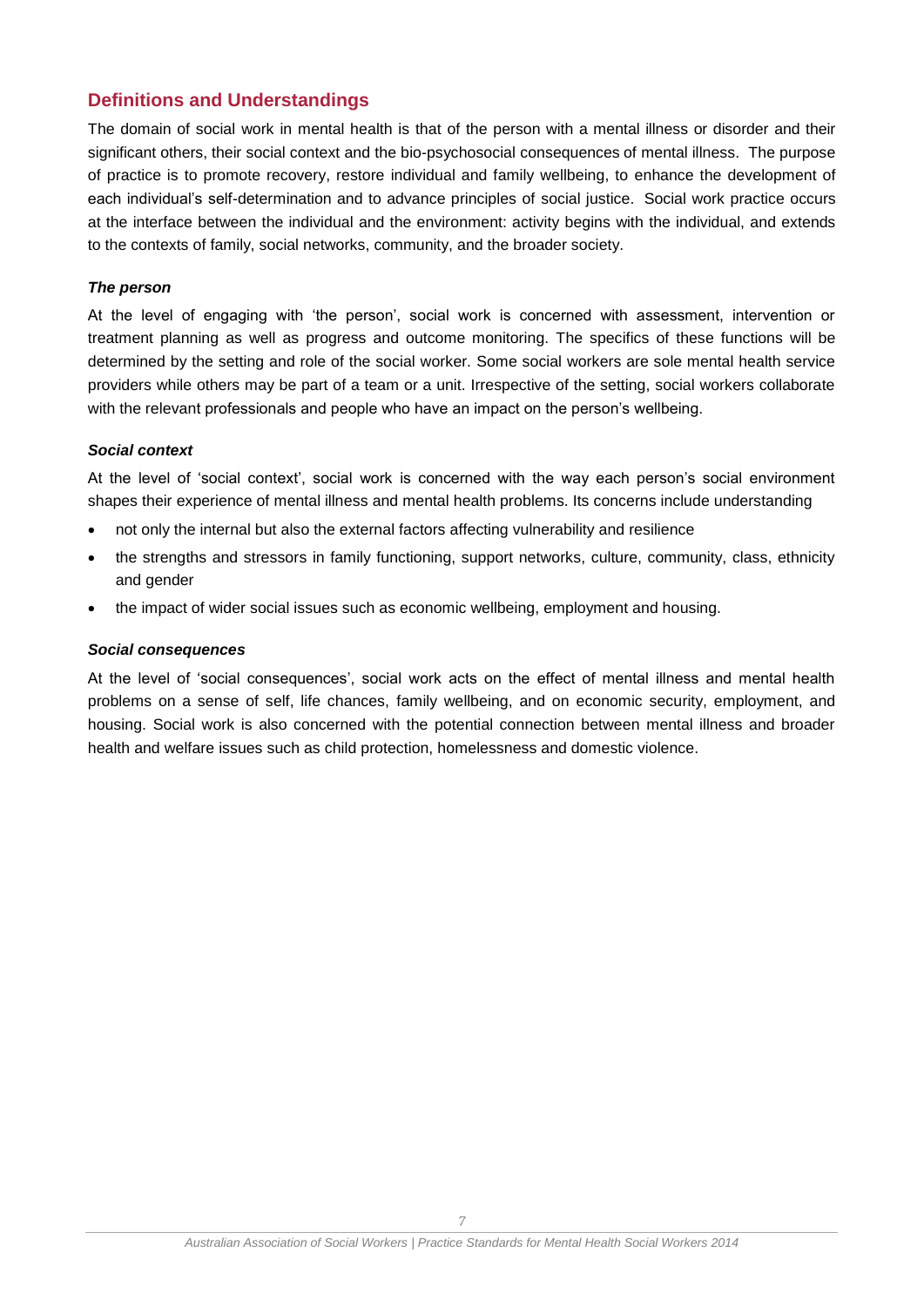## Definitions and Understandings

The domain of social work in mental health is that of the person with a mental illness or disorder and their significant others, their social context and the bio-psychosocial consequences of mental illness. The purpose of practice is to promote recovery, restore individual and family wellbeing, to enhance the development of each individual's self-determination and to advance principles of social justice. Social work practice occurs at the interface between the individual and the environment: activity begins with the individual, and extends to the contexts of family, social networks, community, and the broader society.

#### *The person*

At the level of engaging with 'the person', social work is concerned with assessment, intervention or treatment planning as well as progress and outcome monitoring. The specifics of these functions will be determined by the setting and role of the social worker. Some social workers are sole mental health service providers while others may be part of a team or a unit. Irrespective of the setting, social workers collaborate with the relevant professionals and people who have an impact on the person's wellbeing.

#### *Social context*

At the level of 'social context', social work is concerned with the way each person's social environment shapes their experience of mental illness and mental health problems. Its concerns include understanding

- not only the internal but also the external factors affecting vulnerability and resilience
- the strengths and stressors in family functioning, support networks, culture, community, class, ethnicity and gender
- the impact of wider social issues such as economic wellbeing, employment and housing.

#### *Social consequences*

At the level of 'social consequences', social work acts on the effect of mental illness and mental health problems on a sense of self, life chances, family wellbeing, and on economic security, employment, and housing. Social work is also concerned with the potential connection between mental illness and broader health and welfare issues such as child protection, homelessness and domestic violence.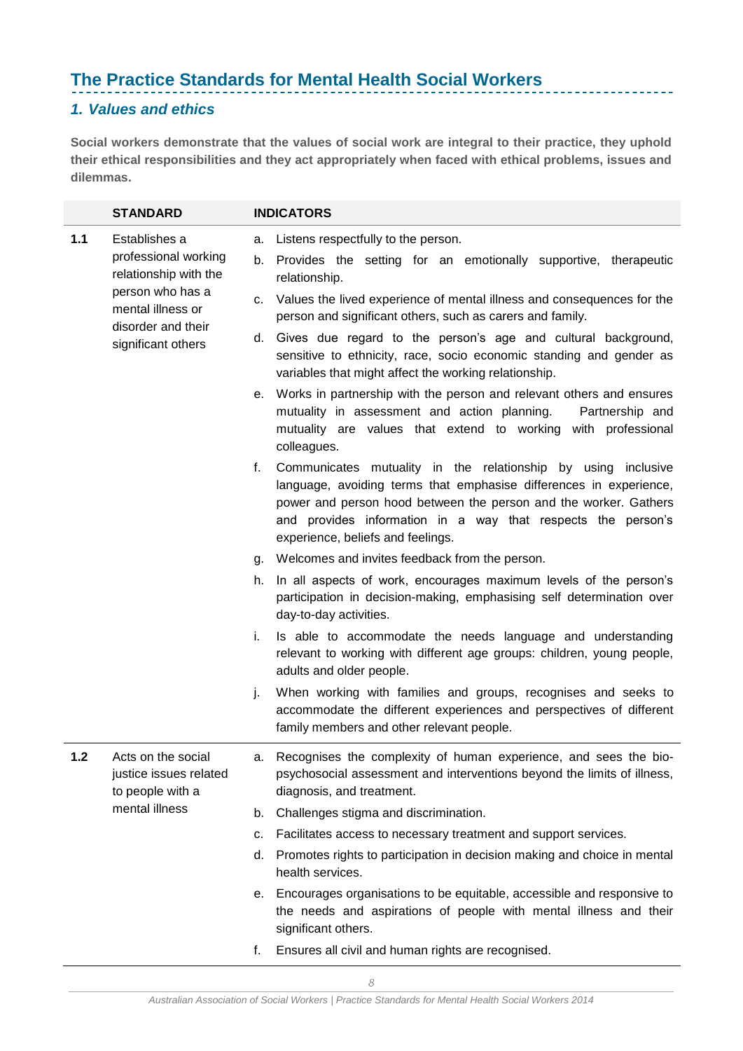## The Practice Standards for Mental Health Social Workers

### *1. Values and ethics*

**Social workers demonstrate that the values of social work are integral to their practice, they uphold their ethical responsibilities and they act appropriately when faced with ethical problems, issues and dilemmas.**

| | STANDARD | INDICATORS |
|---|---|---|
| **1.1** | Establishes a professional working relationship with the person who has a mental illness or disorder and their significant others | a. Listens respectfully to the person.<br>b. Provides the setting for an emotionally supportive, therapeutic relationship.<br>c. Values the lived experience of mental illness and consequences for the person and significant others, such as carers and family.<br>d. Gives due regard to the person's age and cultural background, sensitive to ethnicity, race, socio economic standing and gender as variables that might affect the working relationship.<br>e. Works in partnership with the person and relevant others and ensures mutuality in assessment and action planning. Partnership and mutuality are values that extend to working with professional colleagues.<br>f. Communicates mutuality in the relationship by using inclusive language, avoiding terms that emphasise differences in experience, power and person hood between the person and the worker. Gathers and provides information in a way that respects the person's experience, beliefs and feelings.<br>g. Welcomes and invites feedback from the person.<br>h. In all aspects of work, encourages maximum levels of the person's participation in decision-making, emphasising self determination over day-to-day activities.<br>i. Is able to accommodate the needs language and understanding relevant to working with different age groups: children, young people, adults and older people.<br>j. When working with families and groups, recognises and seeks to accommodate the different experiences and perspectives of different family members and other relevant people. |
| **1.2** | Acts on the social justice issues related to people with a mental illness | a. Recognises the complexity of human experience, and sees the bio-psychosocial assessment and interventions beyond the limits of illness, diagnosis, and treatment.<br>b. Challenges stigma and discrimination.<br>c. Facilitates access to necessary treatment and support services.<br>d. Promotes rights to participation in decision making and choice in mental health services.<br>e. Encourages organisations to be equitable, accessible and responsive to the needs and aspirations of people with mental illness and their significant others.<br>f. Ensures all civil and human rights are recognised. |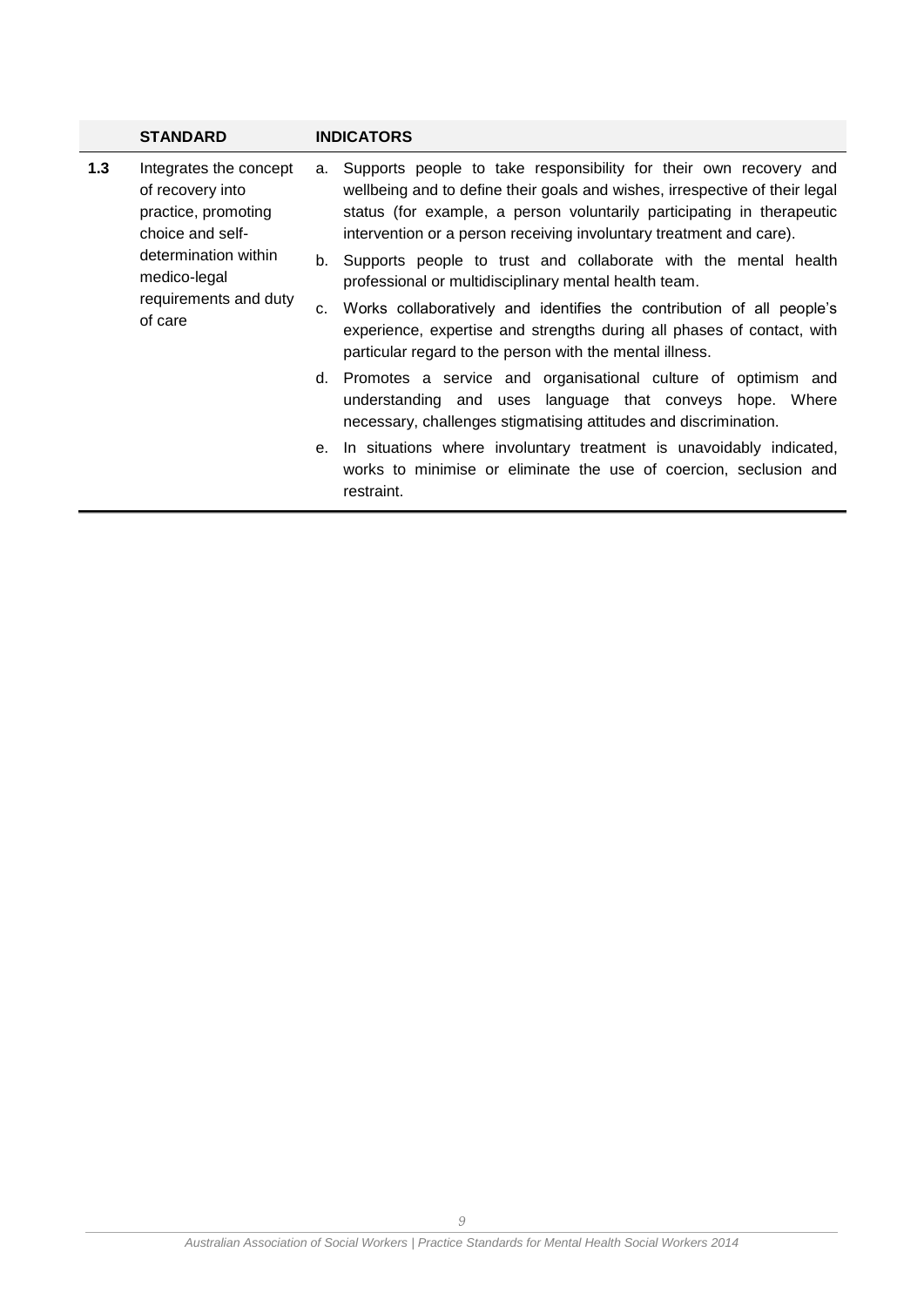| | STANDARD | INDICATORS |
|---|---|---|
| **1.3** | Integrates the concept of recovery into practice, promoting choice and self-determination within medico-legal requirements and duty of care | a. Supports people to take responsibility for their own recovery and wellbeing and to define their goals and wishes, irrespective of their legal status (for example, a person voluntarily participating in therapeutic intervention or a person receiving involuntary treatment and care).<br>b. Supports people to trust and collaborate with the mental health professional or multidisciplinary mental health team.<br>c. Works collaboratively and identifies the contribution of all people's experience, expertise and strengths during all phases of contact, with particular regard to the person with the mental illness.<br>d. Promotes a service and organisational culture of optimism and understanding and uses language that conveys hope. Where necessary, challenges stigmatising attitudes and discrimination.<br>e. In situations where involuntary treatment is unavoidably indicated, works to minimise or eliminate the use of coercion, seclusion and restraint. |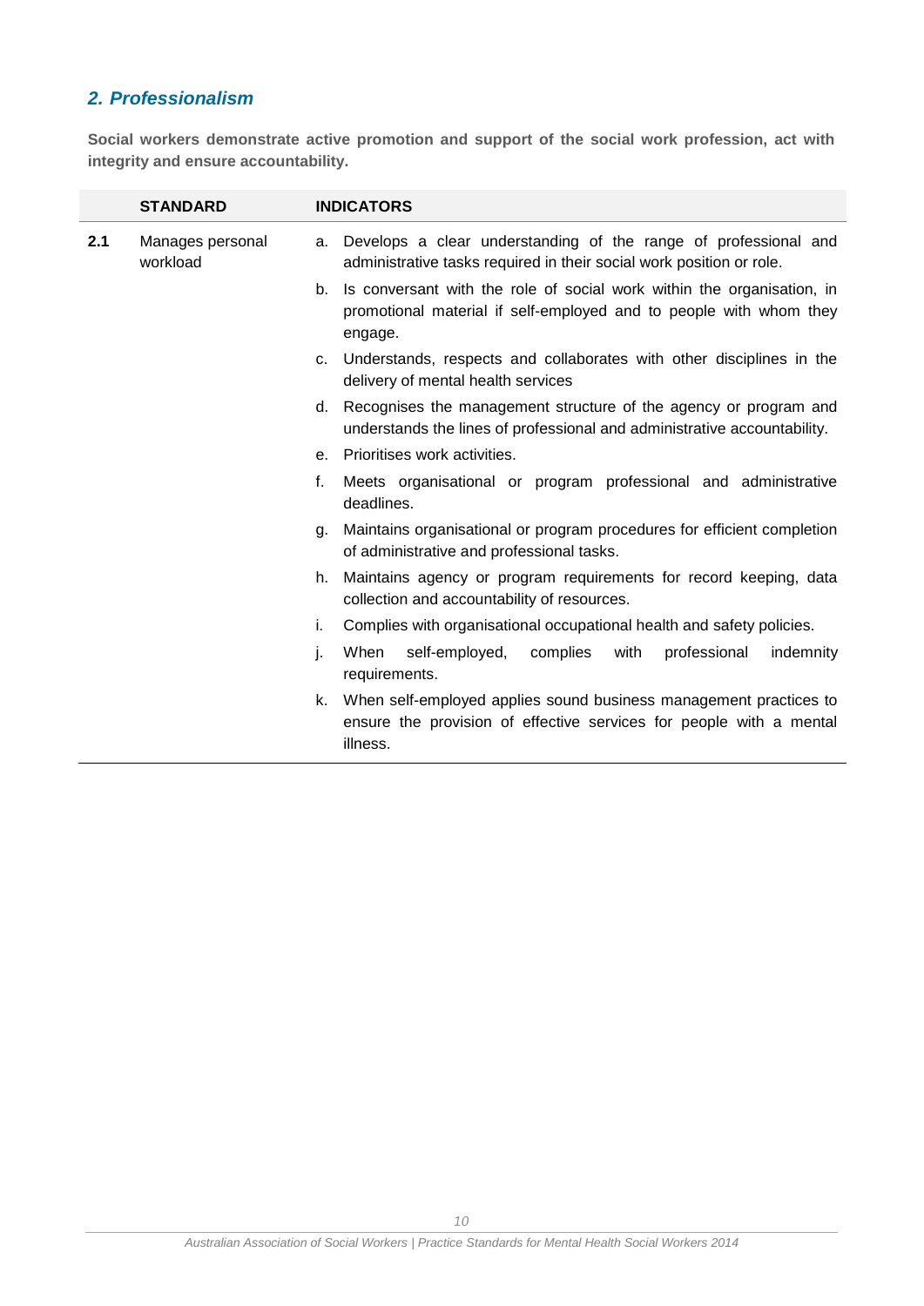## *2. Professionalism*

**Social workers demonstrate active promotion and support of the social work profession, act with integrity and ensure accountability.**

| | STANDARD | INDICATORS |
|---|---|---|
| **2.1** | Manages personal workload | a. Develops a clear understanding of the range of professional and administrative tasks required in their social work position or role. |
| | | b. Is conversant with the role of social work within the organisation, in promotional material if self-employed and to people with whom they engage. |
| | | c. Understands, respects and collaborates with other disciplines in the delivery of mental health services |
| | | d. Recognises the management structure of the agency or program and understands the lines of professional and administrative accountability. |
| | | e. Prioritises work activities. |
| | | f. Meets organisational or program professional and administrative deadlines. |
| | | g. Maintains organisational or program procedures for efficient completion of administrative and professional tasks. |
| | | h. Maintains agency or program requirements for record keeping, data collection and accountability of resources. |
| | | i. Complies with organisational occupational health and safety policies. |
| | | j. When self-employed, complies with professional indemnity requirements. |
| | | k. When self-employed applies sound business management practices to ensure the provision of effective services for people with a mental illness. |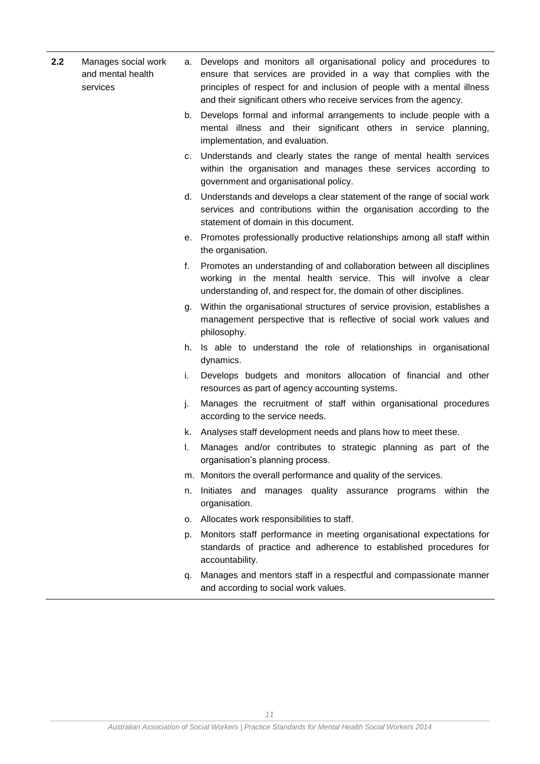| | | |
|---|---|---|
| **2.2** | Manages social work and mental health services | a. Develops and monitors all organisational policy and procedures to ensure that services are provided in a way that complies with the principles of respect for and inclusion of people with a mental illness and their significant others who receive services from the agency.<br>b. Develops formal and informal arrangements to include people with a mental illness and their significant others in service planning, implementation, and evaluation.<br>c. Understands and clearly states the range of mental health services within the organisation and manages these services according to government and organisational policy.<br>d. Understands and develops a clear statement of the range of social work services and contributions within the organisation according to the statement of domain in this document.<br>e. Promotes professionally productive relationships among all staff within the organisation.<br>f. Promotes an understanding of and collaboration between all disciplines working in the mental health service. This will involve a clear understanding of, and respect for, the domain of other disciplines.<br>g. Within the organisational structures of service provision, establishes a management perspective that is reflective of social work values and philosophy.<br>h. Is able to understand the role of relationships in organisational dynamics.<br>i. Develops budgets and monitors allocation of financial and other resources as part of agency accounting systems.<br>j. Manages the recruitment of staff within organisational procedures according to the service needs.<br>k. Analyses staff development needs and plans how to meet these.<br>l. Manages and/or contributes to strategic planning as part of the organisation's planning process.<br>m. Monitors the overall performance and quality of the services.<br>n. Initiates and manages quality assurance programs within the organisation.<br>o. Allocates work responsibilities to staff.<br>p. Monitors staff performance in meeting organisational expectations for standards of practice and adherence to established procedures for accountability.<br>q. Manages and mentors staff in a respectful and compassionate manner and according to social work values. |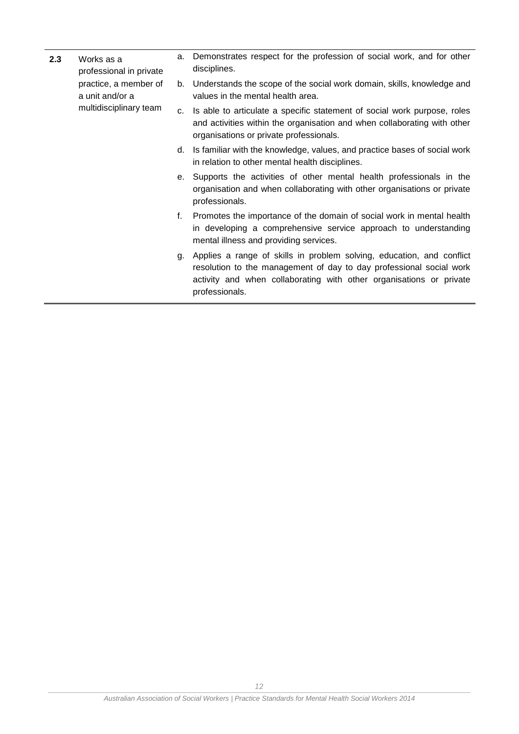| | | |
|---|---|---|
| **2.3** | Works as a professional in private practice, a member of a unit and/or a multidisciplinary team | a. Demonstrates respect for the profession of social work, and for other disciplines.<br>b. Understands the scope of the social work domain, skills, knowledge and values in the mental health area.<br>c. Is able to articulate a specific statement of social work purpose, roles and activities within the organisation and when collaborating with other organisations or private professionals.<br>d. Is familiar with the knowledge, values, and practice bases of social work in relation to other mental health disciplines.<br>e. Supports the activities of other mental health professionals in the organisation and when collaborating with other organisations or private professionals.<br>f. Promotes the importance of the domain of social work in mental health in developing a comprehensive service approach to understanding mental illness and providing services.<br>g. Applies a range of skills in problem solving, education, and conflict resolution to the management of day to day professional social work activity and when collaborating with other organisations or private professionals. |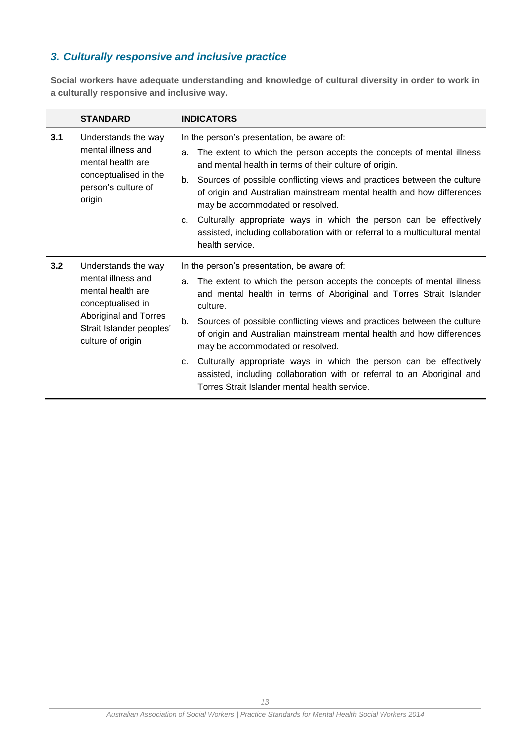### *3. Culturally responsive and inclusive practice*

**Social workers have adequate understanding and knowledge of cultural diversity in order to work in a culturally responsive and inclusive way.**

| | STANDARD | INDICATORS |
|---|---|---|
| **3.1** | Understands the way mental illness and mental health are conceptualised in the person's culture of origin | In the person's presentation, be aware of:<br>a. The extent to which the person accepts the concepts of mental illness and mental health in terms of their culture of origin.<br>b. Sources of possible conflicting views and practices between the culture of origin and Australian mainstream mental health and how differences may be accommodated or resolved.<br>c. Culturally appropriate ways in which the person can be effectively assisted, including collaboration with or referral to a multicultural mental health service. |
| **3.2** | Understands the way mental illness and mental health are conceptualised in Aboriginal and Torres Strait Islander peoples' culture of origin | In the person's presentation, be aware of:<br>a. The extent to which the person accepts the concepts of mental illness and mental health in terms of Aboriginal and Torres Strait Islander culture.<br>b. Sources of possible conflicting views and practices between the culture of origin and Australian mainstream mental health and how differences may be accommodated or resolved.<br>c. Culturally appropriate ways in which the person can be effectively assisted, including collaboration with or referral to an Aboriginal and Torres Strait Islander mental health service. |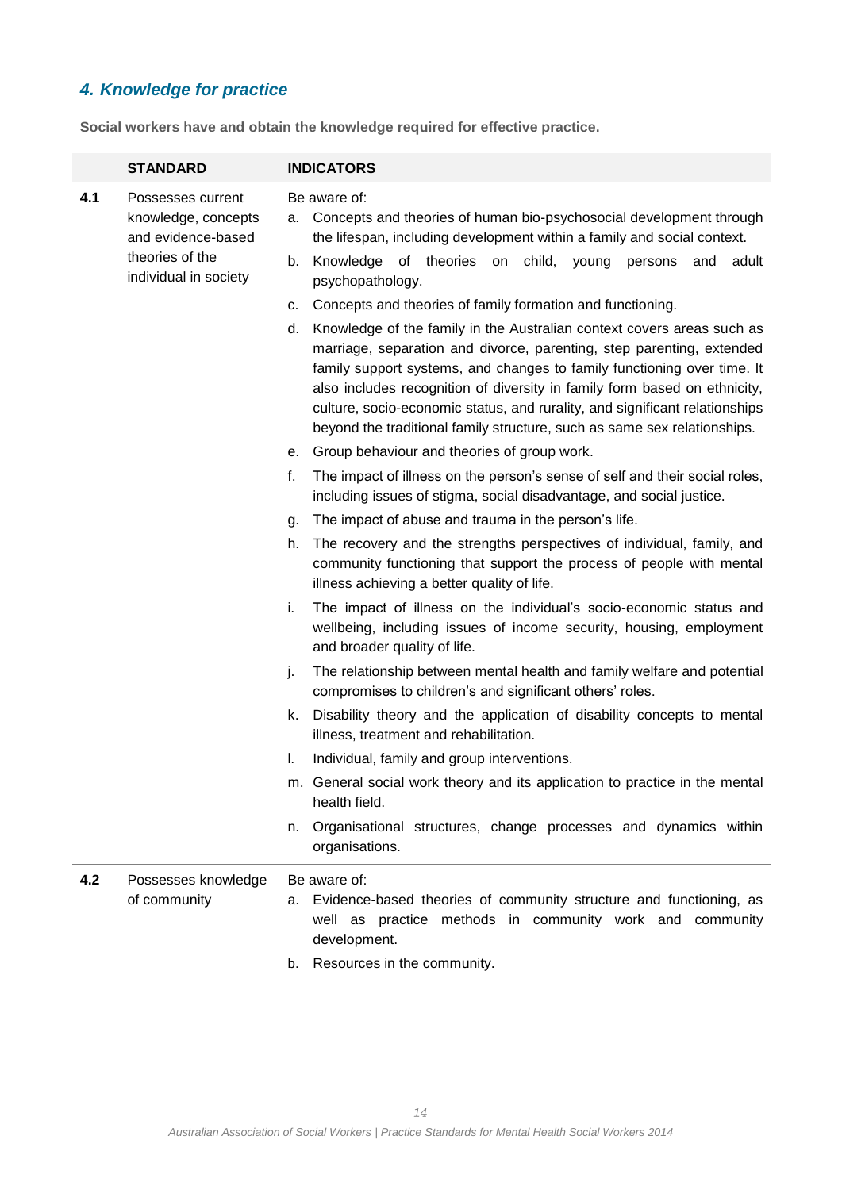## *4. Knowledge for practice*

**Social workers have and obtain the knowledge required for effective practice.**

| | STANDARD | INDICATORS |
|---|---|---|
| **4.1** | Possesses current knowledge, concepts and evidence-based theories of the individual in society | Be aware of:<br>a. Concepts and theories of human bio-psychosocial development through the lifespan, including development within a family and social context.<br>b. Knowledge of theories on child, young persons and adult psychopathology.<br>c. Concepts and theories of family formation and functioning.<br>d. Knowledge of the family in the Australian context covers areas such as marriage, separation and divorce, parenting, step parenting, extended family support systems, and changes to family functioning over time. It also includes recognition of diversity in family form based on ethnicity, culture, socio-economic status, and rurality, and significant relationships beyond the traditional family structure, such as same sex relationships.<br>e. Group behaviour and theories of group work.<br>f. The impact of illness on the person's sense of self and their social roles, including issues of stigma, social disadvantage, and social justice.<br>g. The impact of abuse and trauma in the person's life.<br>h. The recovery and the strengths perspectives of individual, family, and community functioning that support the process of people with mental illness achieving a better quality of life.<br>i. The impact of illness on the individual's socio-economic status and wellbeing, including issues of income security, housing, employment and broader quality of life.<br>j. The relationship between mental health and family welfare and potential compromises to children's and significant others' roles.<br>k. Disability theory and the application of disability concepts to mental illness, treatment and rehabilitation.<br>l. Individual, family and group interventions.<br>m. General social work theory and its application to practice in the mental health field.<br>n. Organisational structures, change processes and dynamics within organisations. |
| **4.2** | Possesses knowledge of community | Be aware of:<br>a. Evidence-based theories of community structure and functioning, as well as practice methods in community work and community development.<br>b. Resources in the community. |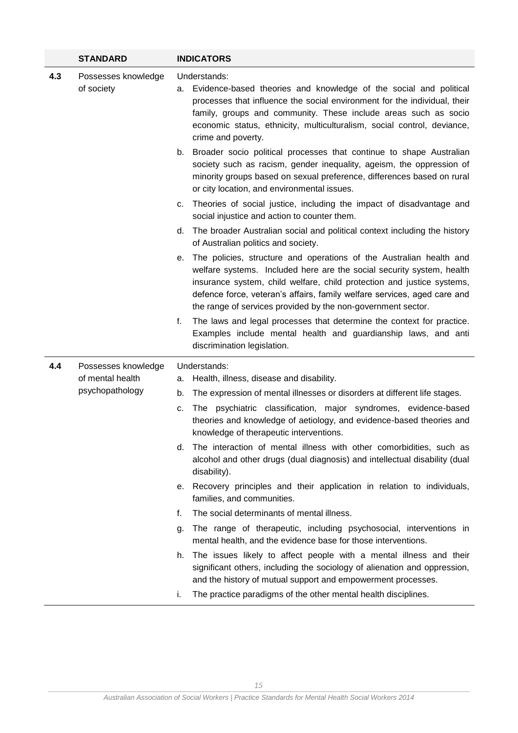|  | STANDARD | INDICATORS |
|---|---|---|
| 4.3 | Possesses knowledge of society | Understands:<br>a. Evidence-based theories and knowledge of the social and political processes that influence the social environment for the individual, their family, groups and community. These include areas such as socio economic status, ethnicity, multiculturalism, social control, deviance, crime and poverty.<br>b. Broader socio political processes that continue to shape Australian society such as racism, gender inequality, ageism, the oppression of minority groups based on sexual preference, differences based on rural or city location, and environmental issues.<br>c. Theories of social justice, including the impact of disadvantage and social injustice and action to counter them.<br>d. The broader Australian social and political context including the history of Australian politics and society.<br>e. The policies, structure and operations of the Australian health and welfare systems. Included here are the social security system, health insurance system, child welfare, child protection and justice systems, defence force, veteran's affairs, family welfare services, aged care and the range of services provided by the non-government sector.<br>f. The laws and legal processes that determine the context for practice. Examples include mental health and guardianship laws, and anti discrimination legislation. |
| 4.4 | Possesses knowledge of mental health psychopathology | Understands:<br>a. Health, illness, disease and disability.<br>b. The expression of mental illnesses or disorders at different life stages.<br>c. The psychiatric classification, major syndromes, evidence-based theories and knowledge of aetiology, and evidence-based theories and knowledge of therapeutic interventions.<br>d. The interaction of mental illness with other comorbidities, such as alcohol and other drugs (dual diagnosis) and intellectual disability (dual disability).<br>e. Recovery principles and their application in relation to individuals, families, and communities.<br>f. The social determinants of mental illness.<br>g. The range of therapeutic, including psychosocial, interventions in mental health, and the evidence base for those interventions.<br>h. The issues likely to affect people with a mental illness and their significant others, including the sociology of alienation and oppression, and the history of mutual support and empowerment processes.<br>i. The practice paradigms of the other mental health disciplines. |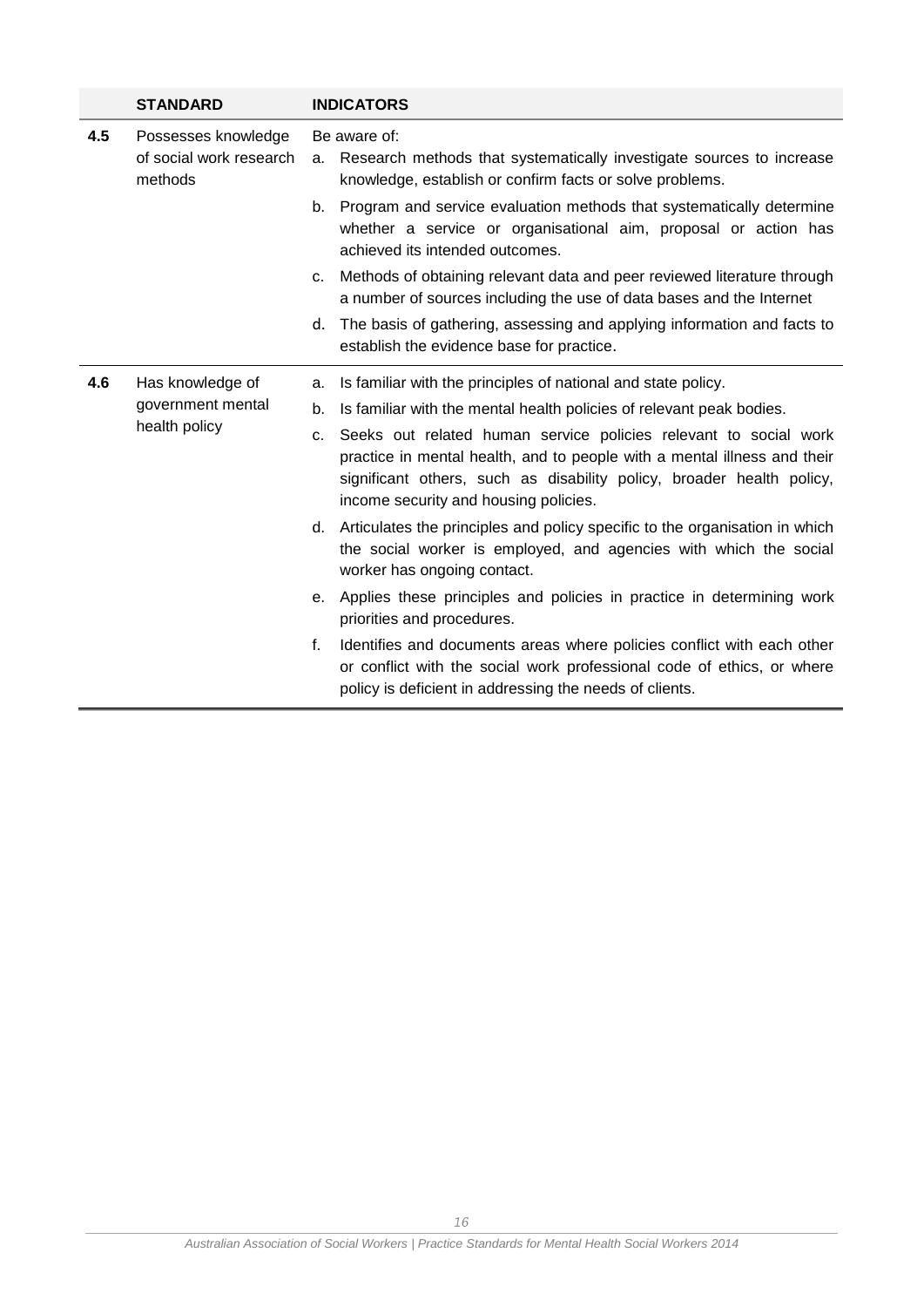| | STANDARD | INDICATORS |
|---|---|---|
| 4.5 | Possesses knowledge of social work research methods | Be aware of:<br>a. Research methods that systematically investigate sources to increase knowledge, establish or confirm facts or solve problems.<br>b. Program and service evaluation methods that systematically determine whether a service or organisational aim, proposal or action has achieved its intended outcomes.<br>c. Methods of obtaining relevant data and peer reviewed literature through a number of sources including the use of data bases and the Internet<br>d. The basis of gathering, assessing and applying information and facts to establish the evidence base for practice. |
| 4.6 | Has knowledge of government mental health policy | a. Is familiar with the principles of national and state policy.<br>b. Is familiar with the mental health policies of relevant peak bodies.<br>c. Seeks out related human service policies relevant to social work practice in mental health, and to people with a mental illness and their significant others, such as disability policy, broader health policy, income security and housing policies.<br>d. Articulates the principles and policy specific to the organisation in which the social worker is employed, and agencies with which the social worker has ongoing contact.<br>e. Applies these principles and policies in practice in determining work priorities and procedures.<br>f. Identifies and documents areas where policies conflict with each other or conflict with the social work professional code of ethics, or where policy is deficient in addressing the needs of clients. |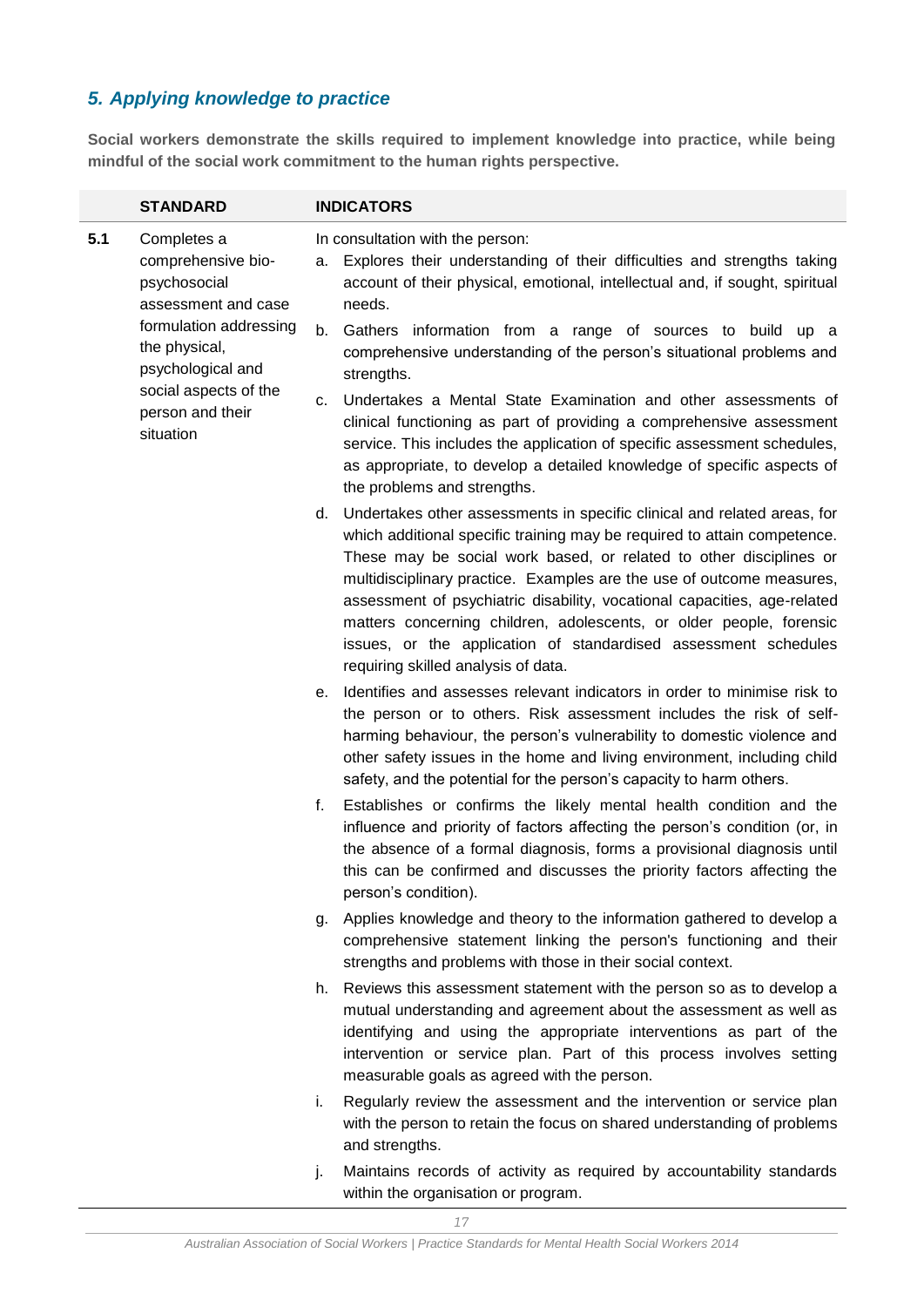## *5. Applying knowledge to practice*

**Social workers demonstrate the skills required to implement knowledge into practice, while being mindful of the social work commitment to the human rights perspective.**

| | STANDARD | INDICATORS |
|---|---|---|
| **5.1** | Completes a comprehensive bio-psychosocial assessment and case formulation addressing the physical, psychological and social aspects of the person and their situation | In consultation with the person:<br>a. Explores their understanding of their difficulties and strengths taking account of their physical, emotional, intellectual and, if sought, spiritual needs.<br>b. Gathers information from a range of sources to build up a comprehensive understanding of the person's situational problems and strengths.<br>c. Undertakes a Mental State Examination and other assessments of clinical functioning as part of providing a comprehensive assessment service. This includes the application of specific assessment schedules, as appropriate, to develop a detailed knowledge of specific aspects of the problems and strengths.<br>d. Undertakes other assessments in specific clinical and related areas, for which additional specific training may be required to attain competence. These may be social work based, or related to other disciplines or multidisciplinary practice. Examples are the use of outcome measures, assessment of psychiatric disability, vocational capacities, age-related matters concerning children, adolescents, or older people, forensic issues, or the application of standardised assessment schedules requiring skilled analysis of data.<br>e. Identifies and assesses relevant indicators in order to minimise risk to the person or to others. Risk assessment includes the risk of self-harming behaviour, the person's vulnerability to domestic violence and other safety issues in the home and living environment, including child safety, and the potential for the person's capacity to harm others.<br>f. Establishes or confirms the likely mental health condition and the influence and priority of factors affecting the person's condition (or, in the absence of a formal diagnosis, forms a provisional diagnosis until this can be confirmed and discusses the priority factors affecting the person's condition).<br>g. Applies knowledge and theory to the information gathered to develop a comprehensive statement linking the person's functioning and their strengths and problems with those in their social context.<br>h. Reviews this assessment statement with the person so as to develop a mutual understanding and agreement about the assessment as well as identifying and using the appropriate interventions as part of the intervention or service plan. Part of this process involves setting measurable goals as agreed with the person.<br>i. Regularly review the assessment and the intervention or service plan with the person to retain the focus on shared understanding of problems and strengths.<br>j. Maintains records of activity as required by accountability standards within the organisation or program. |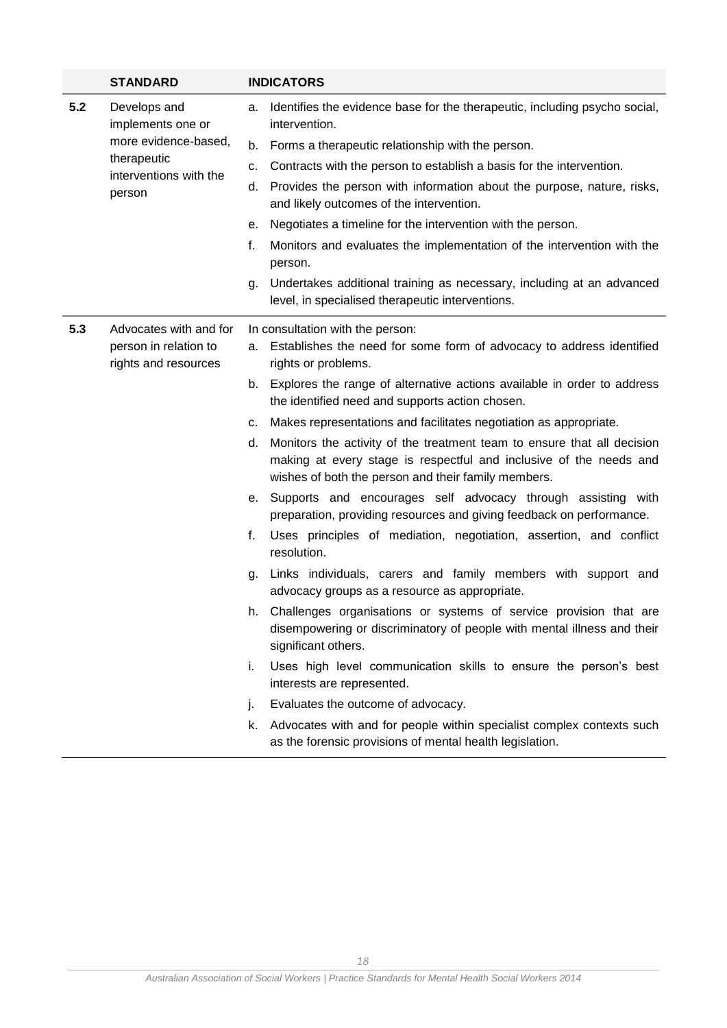| | STANDARD | INDICATORS |
|---|---|---|
| 5.2 | Develops and implements one or more evidence-based, therapeutic interventions with the person | a. Identifies the evidence base for the therapeutic, including psycho social, intervention.<br>b. Forms a therapeutic relationship with the person.<br>c. Contracts with the person to establish a basis for the intervention.<br>d. Provides the person with information about the purpose, nature, risks, and likely outcomes of the intervention.<br>e. Negotiates a timeline for the intervention with the person.<br>f. Monitors and evaluates the implementation of the intervention with the person.<br>g. Undertakes additional training as necessary, including at an advanced level, in specialised therapeutic interventions. |
| 5.3 | Advocates with and for person in relation to rights and resources | In consultation with the person:<br>a. Establishes the need for some form of advocacy to address identified rights or problems.<br>b. Explores the range of alternative actions available in order to address the identified need and supports action chosen.<br>c. Makes representations and facilitates negotiation as appropriate.<br>d. Monitors the activity of the treatment team to ensure that all decision making at every stage is respectful and inclusive of the needs and wishes of both the person and their family members.<br>e. Supports and encourages self advocacy through assisting with preparation, providing resources and giving feedback on performance.<br>f. Uses principles of mediation, negotiation, assertion, and conflict resolution.<br>g. Links individuals, carers and family members with support and advocacy groups as a resource as appropriate.<br>h. Challenges organisations or systems of service provision that are disempowering or discriminatory of people with mental illness and their significant others.<br>i. Uses high level communication skills to ensure the person's best interests are represented.<br>j. Evaluates the outcome of advocacy.<br>k. Advocates with and for people within specialist complex contexts such as the forensic provisions of mental health legislation. |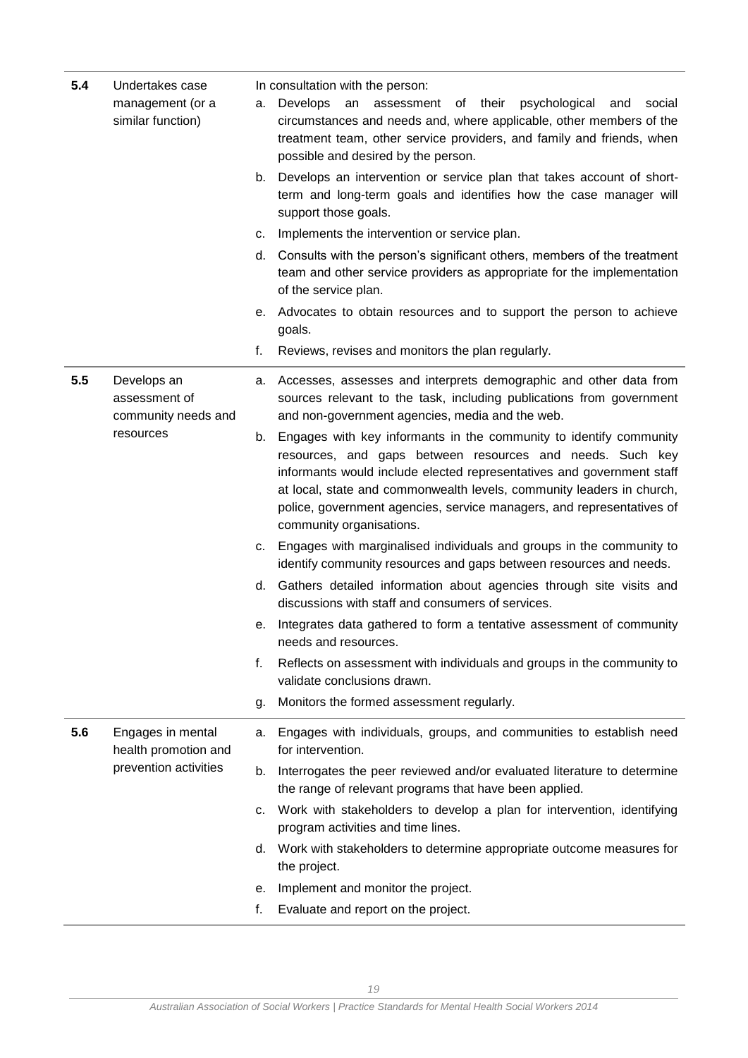| | | |
|---|---|---|
| **5.4** | Undertakes case management (or a similar function) | In consultation with the person:<br>a. Develops an assessment of their psychological and social circumstances and needs and, where applicable, other members of the treatment team, other service providers, and family and friends, when possible and desired by the person.<br>b. Develops an intervention or service plan that takes account of short-term and long-term goals and identifies how the case manager will support those goals.<br>c. Implements the intervention or service plan.<br>d. Consults with the person's significant others, members of the treatment team and other service providers as appropriate for the implementation of the service plan.<br>e. Advocates to obtain resources and to support the person to achieve goals.<br>f. Reviews, revises and monitors the plan regularly. |
| **5.5** | Develops an assessment of community needs and resources | a. Accesses, assesses and interprets demographic and other data from sources relevant to the task, including publications from government and non-government agencies, media and the web.<br>b. Engages with key informants in the community to identify community resources, and gaps between resources and needs. Such key informants would include elected representatives and government staff at local, state and commonwealth levels, community leaders in church, police, government agencies, service managers, and representatives of community organisations.<br>c. Engages with marginalised individuals and groups in the community to identify community resources and gaps between resources and needs.<br>d. Gathers detailed information about agencies through site visits and discussions with staff and consumers of services.<br>e. Integrates data gathered to form a tentative assessment of community needs and resources.<br>f. Reflects on assessment with individuals and groups in the community to validate conclusions drawn.<br>g. Monitors the formed assessment regularly. |
| **5.6** | Engages in mental health promotion and prevention activities | a. Engages with individuals, groups, and communities to establish need for intervention.<br>b. Interrogates the peer reviewed and/or evaluated literature to determine the range of relevant programs that have been applied.<br>c. Work with stakeholders to develop a plan for intervention, identifying program activities and time lines.<br>d. Work with stakeholders to determine appropriate outcome measures for the project.<br>e. Implement and monitor the project.<br>f. Evaluate and report on the project. |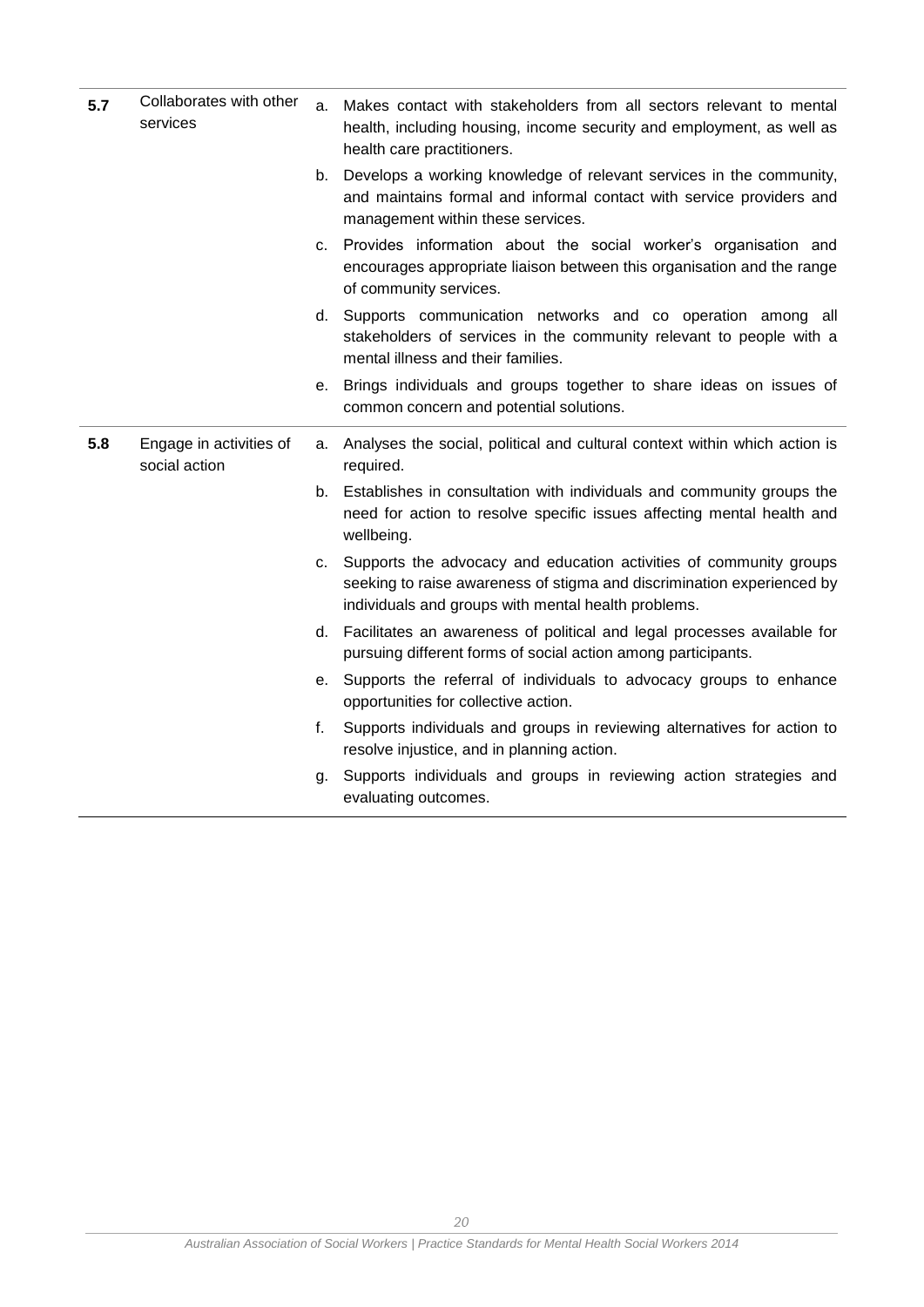| | | |
|---|---|---|
| **5.7** | Collaborates with other services | a. Makes contact with stakeholders from all sectors relevant to mental health, including housing, income security and employment, as well as health care practitioners.<br>b. Develops a working knowledge of relevant services in the community, and maintains formal and informal contact with service providers and management within these services.<br>c. Provides information about the social worker's organisation and encourages appropriate liaison between this organisation and the range of community services.<br>d. Supports communication networks and co operation among all stakeholders of services in the community relevant to people with a mental illness and their families.<br>e. Brings individuals and groups together to share ideas on issues of common concern and potential solutions. |
| **5.8** | Engage in activities of social action | a. Analyses the social, political and cultural context within which action is required.<br>b. Establishes in consultation with individuals and community groups the need for action to resolve specific issues affecting mental health and wellbeing.<br>c. Supports the advocacy and education activities of community groups seeking to raise awareness of stigma and discrimination experienced by individuals and groups with mental health problems.<br>d. Facilitates an awareness of political and legal processes available for pursuing different forms of social action among participants.<br>e. Supports the referral of individuals to advocacy groups to enhance opportunities for collective action.<br>f. Supports individuals and groups in reviewing alternatives for action to resolve injustice, and in planning action.<br>g. Supports individuals and groups in reviewing action strategies and evaluating outcomes. |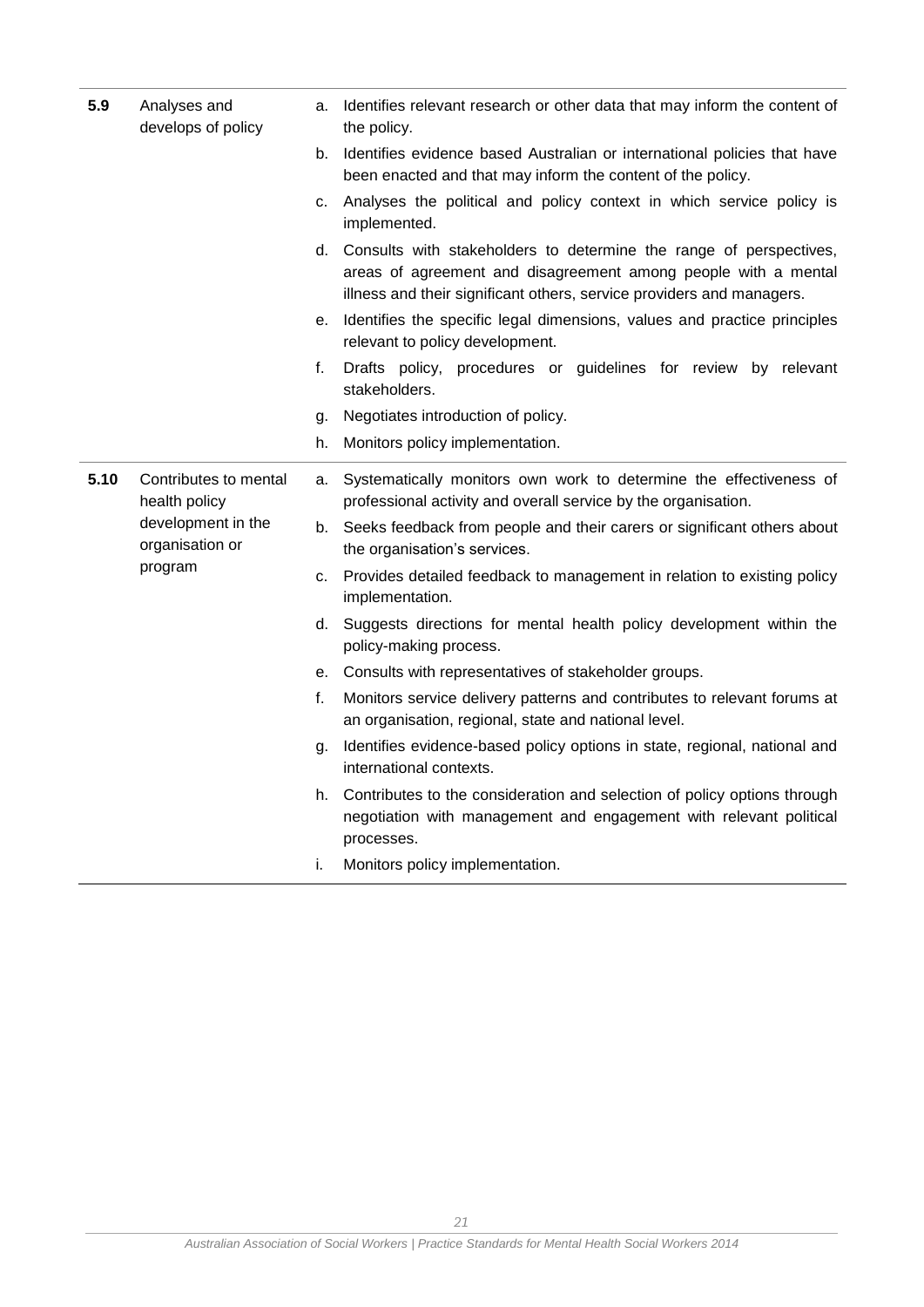| | | |
|---|---|---|
| **5.9** | Analyses and develops of policy | a. Identifies relevant research or other data that may inform the content of the policy.<br>b. Identifies evidence based Australian or international policies that have been enacted and that may inform the content of the policy.<br>c. Analyses the political and policy context in which service policy is implemented.<br>d. Consults with stakeholders to determine the range of perspectives, areas of agreement and disagreement among people with a mental illness and their significant others, service providers and managers.<br>e. Identifies the specific legal dimensions, values and practice principles relevant to policy development.<br>f. Drafts policy, procedures or guidelines for review by relevant stakeholders.<br>g. Negotiates introduction of policy.<br>h. Monitors policy implementation. |
| **5.10** | Contributes to mental health policy development in the organisation or program | a. Systematically monitors own work to determine the effectiveness of professional activity and overall service by the organisation.<br>b. Seeks feedback from people and their carers or significant others about the organisation's services.<br>c. Provides detailed feedback to management in relation to existing policy implementation.<br>d. Suggests directions for mental health policy development within the policy-making process.<br>e. Consults with representatives of stakeholder groups.<br>f. Monitors service delivery patterns and contributes to relevant forums at an organisation, regional, state and national level.<br>g. Identifies evidence-based policy options in state, regional, national and international contexts.<br>h. Contributes to the consideration and selection of policy options through negotiation with management and engagement with relevant political processes.<br>i. Monitors policy implementation. |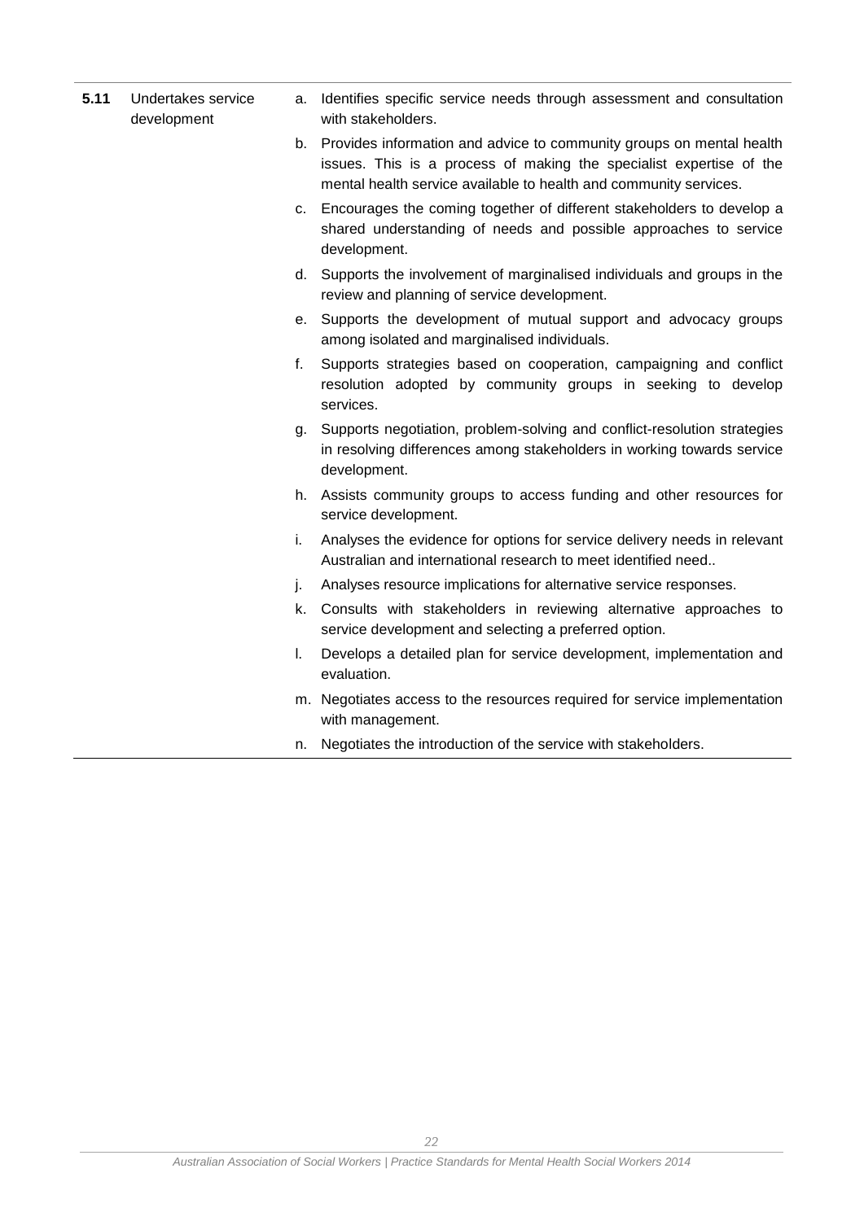| | | |
|---|---|---|
| **5.11** | Undertakes service development | a. Identifies specific service needs through assessment and consultation with stakeholders.<br>b. Provides information and advice to community groups on mental health issues. This is a process of making the specialist expertise of the mental health service available to health and community services.<br>c. Encourages the coming together of different stakeholders to develop a shared understanding of needs and possible approaches to service development.<br>d. Supports the involvement of marginalised individuals and groups in the review and planning of service development.<br>e. Supports the development of mutual support and advocacy groups among isolated and marginalised individuals.<br>f. Supports strategies based on cooperation, campaigning and conflict resolution adopted by community groups in seeking to develop services.<br>g. Supports negotiation, problem-solving and conflict-resolution strategies in resolving differences among stakeholders in working towards service development.<br>h. Assists community groups to access funding and other resources for service development.<br>i. Analyses the evidence for options for service delivery needs in relevant Australian and international research to meet identified need..<br>j. Analyses resource implications for alternative service responses.<br>k. Consults with stakeholders in reviewing alternative approaches to service development and selecting a preferred option.<br>l. Develops a detailed plan for service development, implementation and evaluation.<br>m. Negotiates access to the resources required for service implementation with management.<br>n. Negotiates the introduction of the service with stakeholders. |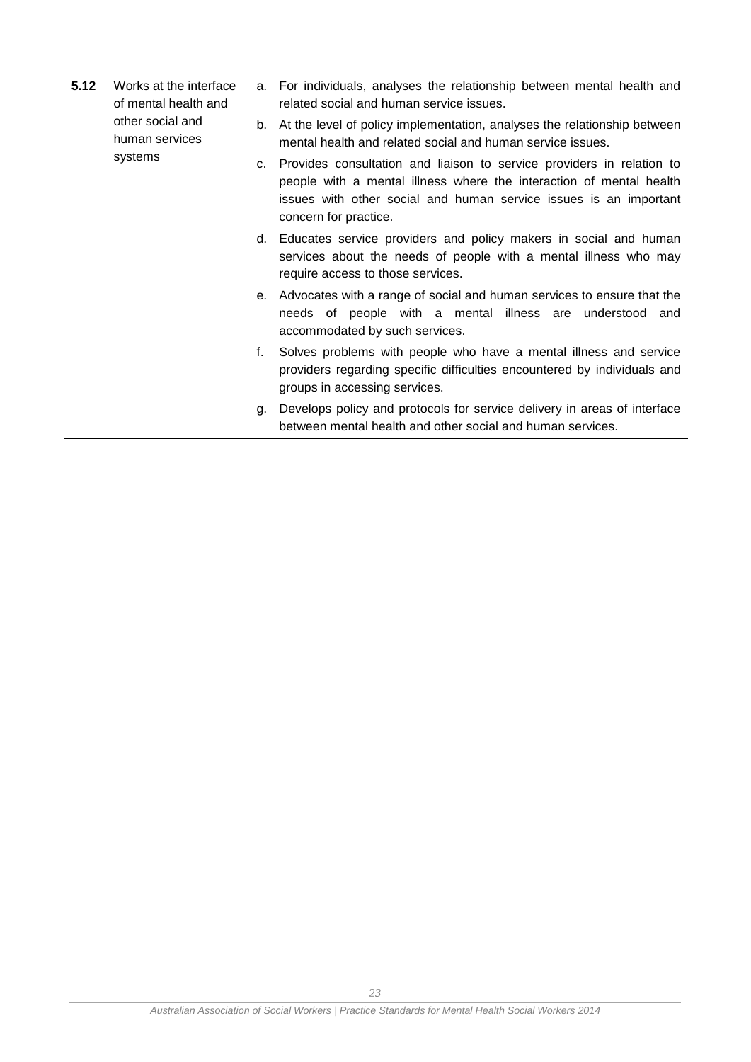| | | |
|---|---|---|
| **5.12** | Works at the interface of mental health and other social and human services systems | a. For individuals, analyses the relationship between mental health and related social and human service issues.<br>b. At the level of policy implementation, analyses the relationship between mental health and related social and human service issues.<br>c. Provides consultation and liaison to service providers in relation to people with a mental illness where the interaction of mental health issues with other social and human service issues is an important concern for practice.<br>d. Educates service providers and policy makers in social and human services about the needs of people with a mental illness who may require access to those services.<br>e. Advocates with a range of social and human services to ensure that the needs of people with a mental illness are understood and accommodated by such services.<br>f. Solves problems with people who have a mental illness and service providers regarding specific difficulties encountered by individuals and groups in accessing services.<br>g. Develops policy and protocols for service delivery in areas of interface between mental health and other social and human services. |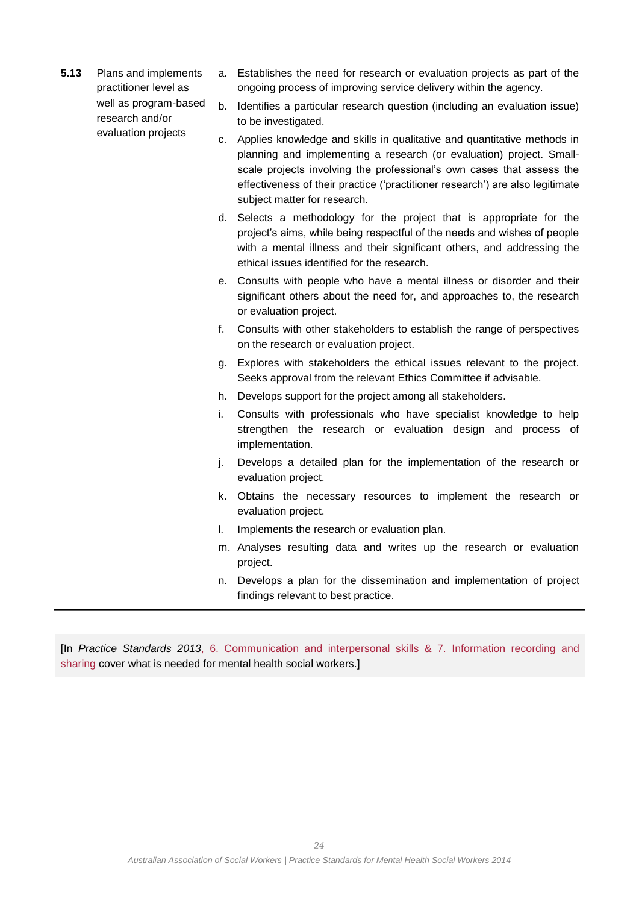| | | |
|---|---|---|
| **5.13** | Plans and implements practitioner level as well as program-based research and/or evaluation projects | a. Establishes the need for research or evaluation projects as part of the ongoing process of improving service delivery within the agency.<br>b. Identifies a particular research question (including an evaluation issue) to be investigated.<br>c. Applies knowledge and skills in qualitative and quantitative methods in planning and implementing a research (or evaluation) project. Small-scale projects involving the professional's own cases that assess the effectiveness of their practice ('practitioner research') are also legitimate subject matter for research.<br>d. Selects a methodology for the project that is appropriate for the project's aims, while being respectful of the needs and wishes of people with a mental illness and their significant others, and addressing the ethical issues identified for the research.<br>e. Consults with people who have a mental illness or disorder and their significant others about the need for, and approaches to, the research or evaluation project.<br>f. Consults with other stakeholders to establish the range of perspectives on the research or evaluation project.<br>g. Explores with stakeholders the ethical issues relevant to the project. Seeks approval from the relevant Ethics Committee if advisable.<br>h. Develops support for the project among all stakeholders.<br>i. Consults with professionals who have specialist knowledge to help strengthen the research or evaluation design and process of implementation.<br>j. Develops a detailed plan for the implementation of the research or evaluation project.<br>k. Obtains the necessary resources to implement the research or evaluation project.<br>l. Implements the research or evaluation plan.<br>m. Analyses resulting data and writes up the research or evaluation project.<br>n. Develops a plan for the dissemination and implementation of project findings relevant to best practice. |

[In *Practice Standards 2013*, 6. Communication and interpersonal skills & 7. Information recording and sharing cover what is needed for mental health social workers.]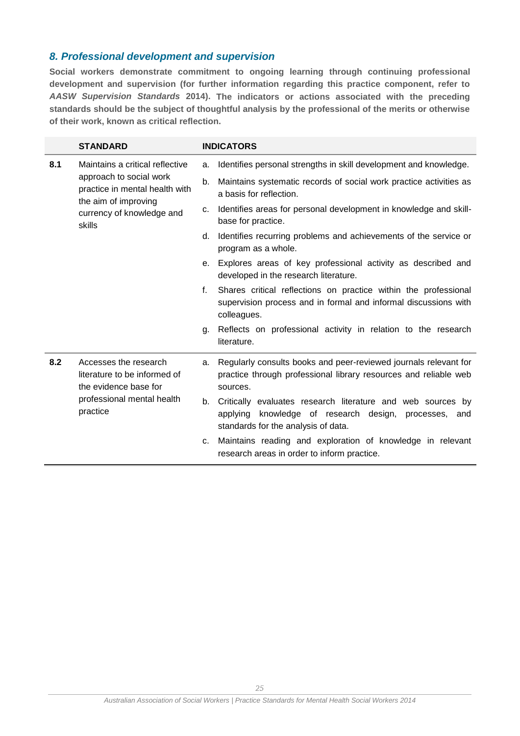## *8. Professional development and supervision*

**Social workers demonstrate commitment to ongoing learning through continuing professional development and supervision (for further information regarding this practice component, refer to *AASW Supervision Standards* 2014). The indicators or actions associated with the preceding standards should be the subject of thoughtful analysis by the professional of the merits or otherwise of their work, known as critical reflection.**

| | STANDARD | INDICATORS |
|---|---|---|
| **8.1** | Maintains a critical reflective approach to social work practice in mental health with the aim of improving currency of knowledge and skills | a. Identifies personal strengths in skill development and knowledge.<br>b. Maintains systematic records of social work practice activities as a basis for reflection.<br>c. Identifies areas for personal development in knowledge and skill-base for practice.<br>d. Identifies recurring problems and achievements of the service or program as a whole.<br>e. Explores areas of key professional activity as described and developed in the research literature.<br>f. Shares critical reflections on practice within the professional supervision process and in formal and informal discussions with colleagues.<br>g. Reflects on professional activity in relation to the research literature. |
| **8.2** | Accesses the research literature to be informed of the evidence base for professional mental health practice | a. Regularly consults books and peer-reviewed journals relevant for practice through professional library resources and reliable web sources.<br>b. Critically evaluates research literature and web sources by applying knowledge of research design, processes, and standards for the analysis of data.<br>c. Maintains reading and exploration of knowledge in relevant research areas in order to inform practice. |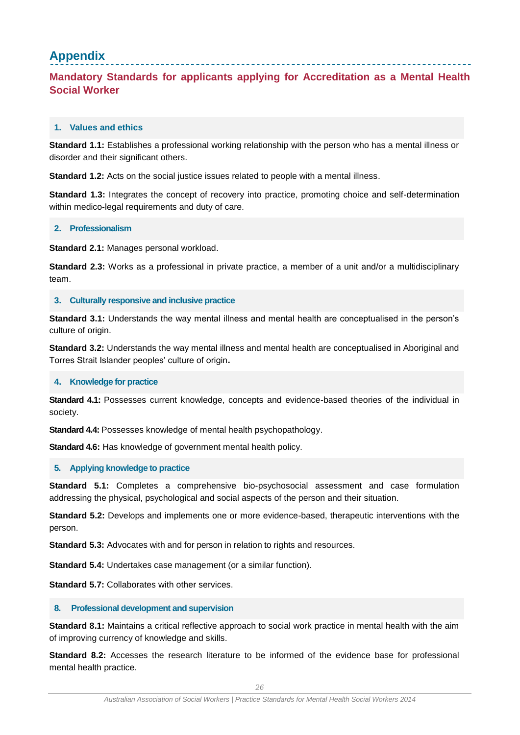# Appendix

## Mandatory Standards for applicants applying for Accreditation as a Mental Health Social Worker

### 1. Values and ethics

**Standard 1.1:** Establishes a professional working relationship with the person who has a mental illness or disorder and their significant others.

**Standard 1.2:** Acts on the social justice issues related to people with a mental illness.

**Standard 1.3:** Integrates the concept of recovery into practice, promoting choice and self-determination within medico-legal requirements and duty of care.

### 2. Professionalism

**Standard 2.1:** Manages personal workload.

**Standard 2.3:** Works as a professional in private practice, a member of a unit and/or a multidisciplinary team.

### 3. Culturally responsive and inclusive practice

**Standard 3.1:** Understands the way mental illness and mental health are conceptualised in the person's culture of origin.

**Standard 3.2:** Understands the way mental illness and mental health are conceptualised in Aboriginal and Torres Strait Islander peoples' culture of origin**.**

### 4. Knowledge for practice

**Standard 4.1:** Possesses current knowledge, concepts and evidence-based theories of the individual in society.

**Standard 4.4:** Possesses knowledge of mental health psychopathology.

**Standard 4.6:** Has knowledge of government mental health policy.

### 5. Applying knowledge to practice

**Standard 5.1:** Completes a comprehensive bio-psychosocial assessment and case formulation addressing the physical, psychological and social aspects of the person and their situation.

**Standard 5.2:** Develops and implements one or more evidence-based, therapeutic interventions with the person.

**Standard 5.3:** Advocates with and for person in relation to rights and resources.

**Standard 5.4:** Undertakes case management (or a similar function).

**Standard 5.7:** Collaborates with other services.

### 8. Professional development and supervision

**Standard 8.1:** Maintains a critical reflective approach to social work practice in mental health with the aim of improving currency of knowledge and skills.

**Standard 8.2:** Accesses the research literature to be informed of the evidence base for professional mental health practice.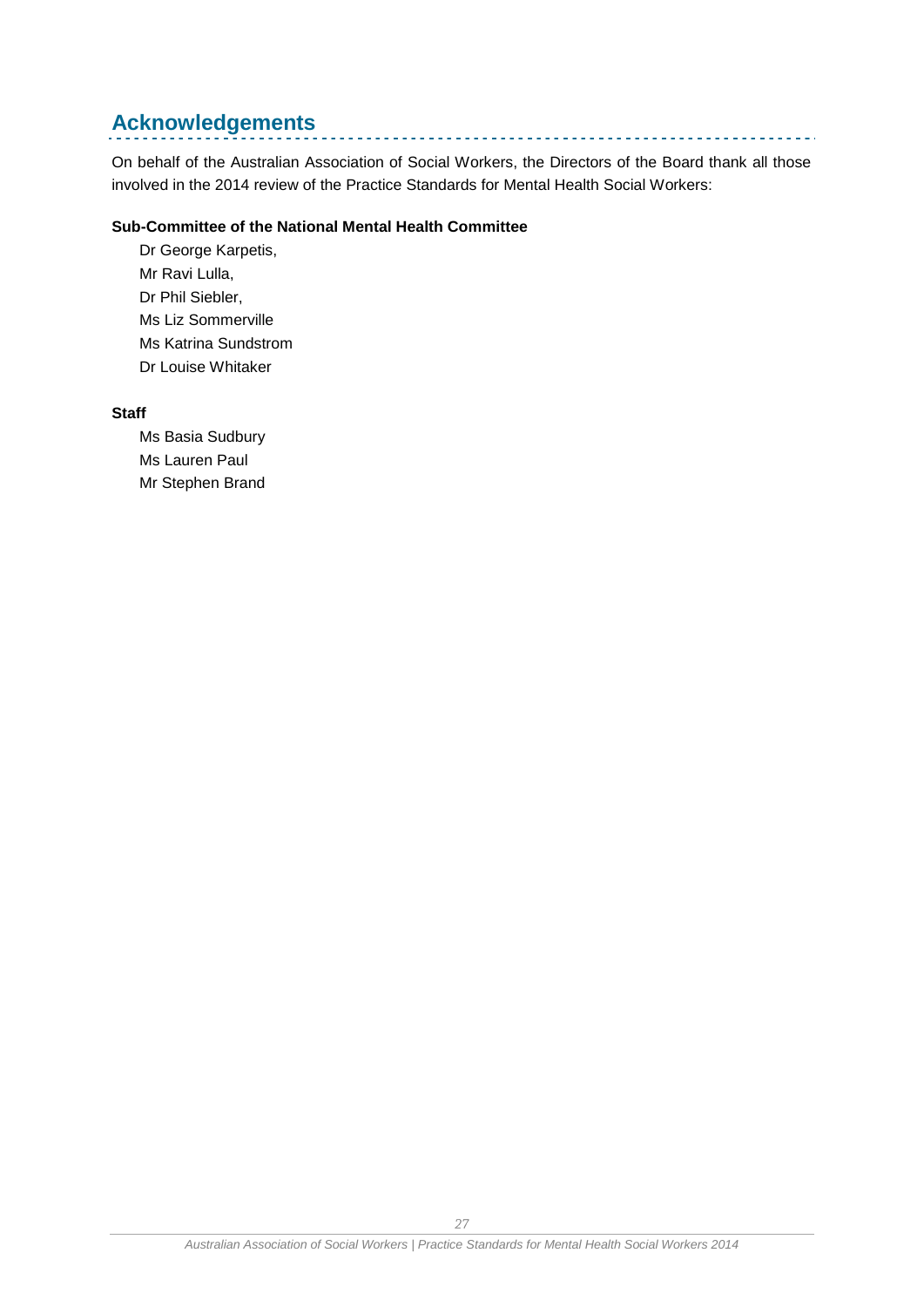## Acknowledgements

On behalf of the Australian Association of Social Workers, the Directors of the Board thank all those involved in the 2014 review of the Practice Standards for Mental Health Social Workers:

**Sub-Committee of the National Mental Health Committee**

Dr George Karpetis,
Mr Ravi Lulla,
Dr Phil Siebler,
Ms Liz Sommerville
Ms Katrina Sundstrom
Dr Louise Whitaker

**Staff**

Ms Basia Sudbury
Ms Lauren Paul
Mr Stephen Brand